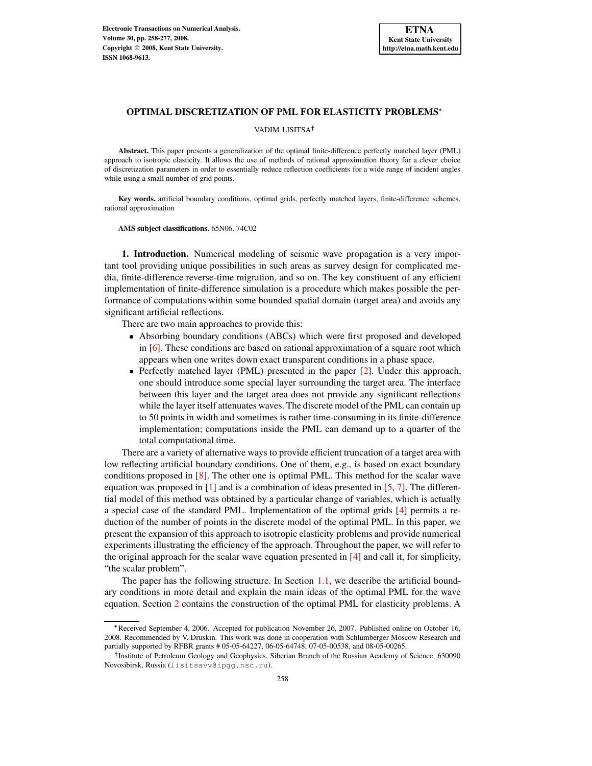# OPTIMAL DISCRETIZATION OF PML FOR ELASTICITY PROBLEMS*

VADIM LISITSA†

**Abstract.** This paper presents a generalization of the optimal finite-difference perfectly matched layer (PML) approach to isotropic elasticity. It allows the use of methods of rational approximation theory for a clever choice of discretization parameters in order to essentially reduce reflection coefficients for a wide range of incident angles while using a small number of grid points.

**Key words.** artificial boundary conditions, optimal grids, perfectly matched layers, finite-difference schemes, rational approximation

**AMS subject classifications.** 65N06, 74C02

## 1. Introduction.

Numerical modeling of seismic wave propagation is a very important tool providing unique possibilities in such areas as survey design for complicated media, finite-difference reverse-time migration, and so on. The key constituent of any efficient implementation of finite-difference simulation is a procedure which makes possible the performance of computations within some bounded spatial domain (target area) and avoids any significant artificial reflections.

There are two main approaches to provide this:

- Absorbing boundary conditions (ABCs) which were first proposed and developed in [6]. These conditions are based on rational approximation of a square root which appears when one writes down exact transparent conditions in a phase space.
- Perfectly matched layer (PML) presented in the paper [2]. Under this approach, one should introduce some special layer surrounding the target area. The interface between this layer and the target area does not provide any significant reflections while the layer itself attenuates waves. The discrete model of the PML can contain up to 50 points in width and sometimes is rather time-consuming in its finite-difference implementation; computations inside the PML can demand up to a quarter of the total computational time.

There are a variety of alternative ways to provide efficient truncation of a target area with low reflecting artificial boundary conditions. One of them, e.g., is based on exact boundary conditions proposed in [8]. The other one is optimal PML. This method for the scalar wave equation was proposed in [1] and is a combination of ideas presented in [5, 7]. The differential model of this method was obtained by a particular change of variables, which is actually a special case of the standard PML. Implementation of the optimal grids [4] permits a reduction of the number of points in the discrete model of the optimal PML. In this paper, we present the expansion of this approach to isotropic elasticity problems and provide numerical experiments illustrating the efficiency of the approach. Throughout the paper, we will refer to the original approach for the scalar wave equation presented in [4] and call it, for simplicity, "the scalar problem".

The paper has the following structure. In Section 1.1, we describe the artificial boundary conditions in more detail and explain the main ideas of the optimal PML for the wave equation. Section 2 contains the construction of the optimal PML for elasticity problems. A

---

*Received September 4, 2006. Accepted for publication November 26, 2007. Published online on October 16, 2008. Recommended by V. Druskin. This work was done in cooperation with Schlumberger Moscow Research and partially supported by RFBR grants # 05-05-64227, 06-05-64748, 07-05-00538, and 08-05-00265.

†Institute of Petroleum Geology and Geophysics, Siberian Branch of the Russian Academy of Science, 630090 Novosibirsk, Russia (lisitsavv@ipgg.nsc.ru).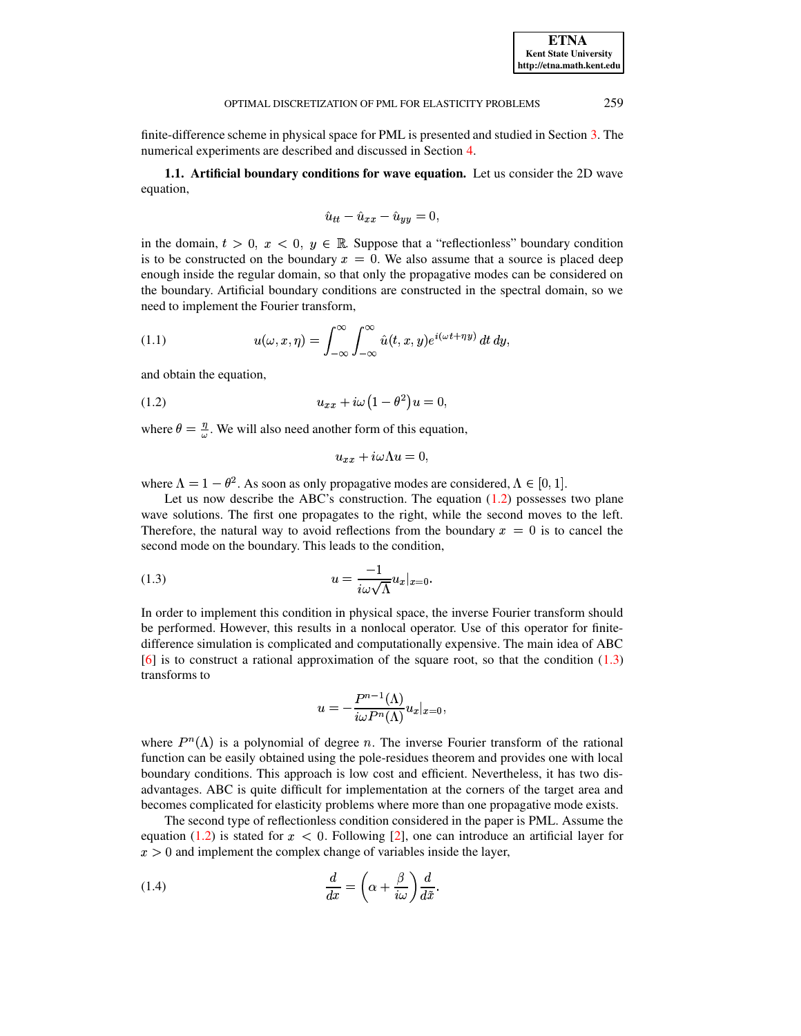finite-difference scheme in physical space for PML is presented and studied in Section 3. The numerical experiments are described and discussed in Section 4.

**1.1. Artificial boundary conditions for wave equation.** Let us consider the 2D wave equation,

$$\hat{u}_{tt} - \hat{u}_{xx} - \hat{u}_{yy} = 0,$$

in the domain, $t > 0,\ x < 0,\ y \in \mathbb{R}$. Suppose that a "reflectionless" boundary condition is to be constructed on the boundary $x = 0$. We also assume that a source is placed deep enough inside the regular domain, so that only the propagative modes can be considered on the boundary. Artificial boundary conditions are constructed in the spectral domain, so we need to implement the Fourier transform,

$$u(\omega, x, \eta) = \int_{-\infty}^{\infty}\int_{-\infty}^{\infty} \hat{u}(t, x, y) e^{i(\omega t + \eta y)}\, dt\, dy, \tag{1.1}$$

and obtain the equation,

$$u_{xx} + i\omega\left(1 - \theta^2\right)u = 0, \tag{1.2}$$

where $\theta = \frac{\eta}{\omega}$. We will also need another form of this equation,

$$u_{xx} + i\omega\Lambda u = 0,$$

where $\Lambda = 1 - \theta^2$. As soon as only propagative modes are considered, $\Lambda \in [0, 1]$.

Let us now describe the ABC's construction. The equation (1.2) possesses two plane wave solutions. The first one propagates to the right, while the second moves to the left. Therefore, the natural way to avoid reflections from the boundary $x = 0$ is to cancel the second mode on the boundary. This leads to the condition,

$$u = \frac{-1}{i\omega\sqrt{\Lambda}} u_x|_{x=0}. \tag{1.3}$$

In order to implement this condition in physical space, the inverse Fourier transform should be performed. However, this results in a nonlocal operator. Use of this operator for finite-difference simulation is complicated and computationally expensive. The main idea of ABC [6] is to construct a rational approximation of the square root, so that the condition (1.3) transforms to

$$u = -\frac{P^{n-1}(\Lambda)}{i\omega P^{n}(\Lambda)} u_x|_{x=0},$$

where $P^n(\Lambda)$ is a polynomial of degree $n$. The inverse Fourier transform of the rational function can be easily obtained using the pole-residues theorem and provides one with local boundary conditions. This approach is low cost and efficient. Nevertheless, it has two disadvantages. ABC is quite difficult for implementation at the corners of the target area and becomes complicated for elasticity problems where more than one propagative mode exists.

The second type of reflectionless condition considered in the paper is PML. Assume the equation (1.2) is stated for $x < 0$. Following [2], one can introduce an artificial layer for $x > 0$ and implement the complex change of variables inside the layer,

$$\frac{d}{dx} = \left(\alpha + \frac{\beta}{i\omega}\right)\frac{d}{d\tilde{x}}. \tag{1.4}$$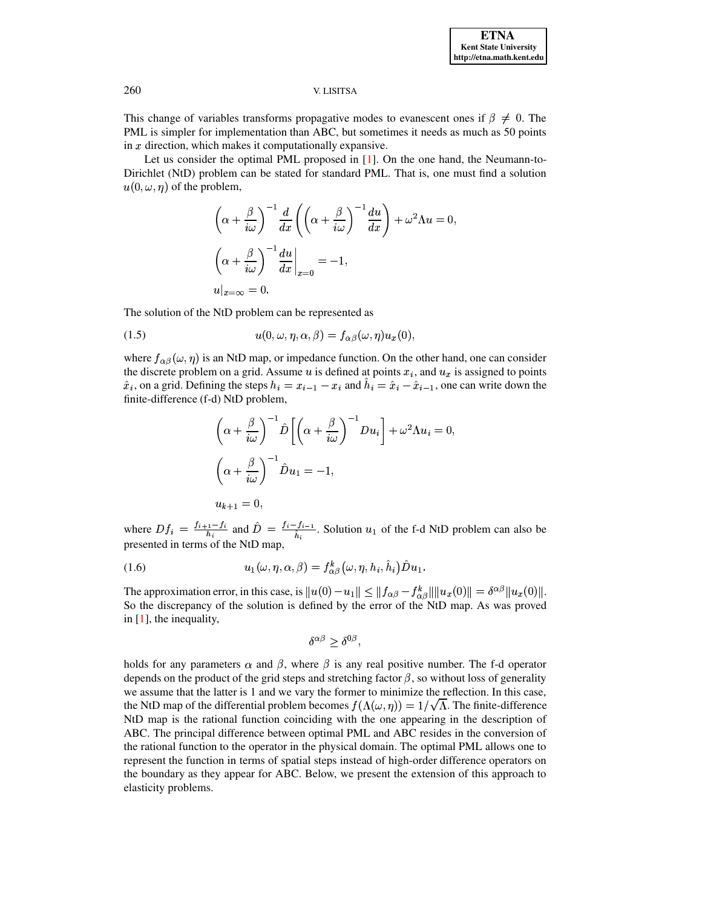This change of variables transforms propagative modes to evanescent ones if $\beta \neq 0$. The PML is simpler for implementation than ABC, but sometimes it needs as much as 50 points in $x$ direction, which makes it computationally expansive.

Let us consider the optimal PML proposed in [1]. On the one hand, the Neumann-to-Dirichlet (NtD) problem can be stated for standard PML. That is, one must find a solution $u(0,\omega,\eta)$ of the problem,

$$
\begin{aligned}
&\left(\alpha+\frac{\beta}{i\omega}\right)^{-1}\frac{d}{dx}\left(\left(\alpha+\frac{\beta}{i\omega}\right)^{-1}\frac{du}{dx}\right)+\omega^2\Lambda u=0,\\
&\left(\alpha+\frac{\beta}{i\omega}\right)^{-1}\frac{du}{dx}\bigg|_{x=0}=-1,\\
&u|_{x=\infty}=0.
\end{aligned}
$$

The solution of the NtD problem can be represented as

$$
u(0,\omega,\eta,\alpha,\beta)=f_{\alpha\beta}(\omega,\eta)u_x(0), \tag{1.5}
$$

where $f_{\alpha\beta}(\omega,\eta)$ is an NtD map, or impedance function. On the other hand, one can consider the discrete problem on a grid. Assume $u$ is defined at points $x_i$, and $u_x$ is assigned to points $\hat{x}_i$, on a grid. Defining the steps $h_i = x_{i-1}-x_i$ and $\hat{h}_i=\hat{x}_i-\hat{x}_{i-1}$, one can write down the finite-difference (f-d) NtD problem,

$$
\begin{aligned}
&\left(\alpha+\frac{\beta}{i\omega}\right)^{-1}\hat{D}\left[\left(\alpha+\frac{\beta}{i\omega}\right)^{-1}Du_i\right]+\omega^2\Lambda u_i=0,\\
&\left(\alpha+\frac{\beta}{i\omega}\right)^{-1}\hat{D}u_1=-1,\\
&u_{k+1}=0,
\end{aligned}
$$

where $Df_i=\frac{f_{i+1}-f_i}{h_i}$ and $\hat{D}=\frac{f_i-f_{i-1}}{\hat{h}_i}$. Solution $u_1$ of the f-d NtD problem can also be presented in terms of the NtD map,

$$
u_1(\omega,\eta,\alpha,\beta)=f^k_{\alpha\beta}(\omega,\eta,h_i,\hat{h}_i)\hat{D}u_1. \tag{1.6}
$$

The approximation error, in this case, is $\|u(0)-u_1\|\leq\|f_{\alpha\beta}-f^k_{\alpha\beta}\|\|u_x(0)\|=\delta^{\alpha\beta}\|u_x(0)\|$. So the discrepancy of the solution is defined by the error of the NtD map. As was proved in [1], the inequality,

$$
\delta^{\alpha\beta}\geq\delta^{0\beta},
$$

holds for any parameters $\alpha$ and $\beta$, where $\beta$ is any real positive number. The f-d operator depends on the product of the grid steps and stretching factor $\beta$, so without loss of generality we assume that the latter is 1 and we vary the former to minimize the reflection. In this case, the NtD map of the differential problem becomes $f(\Lambda(\omega,\eta))=1/\sqrt{\Lambda}$. The finite-difference NtD map is the rational function coinciding with the one appearing in the description of ABC. The principal difference between optimal PML and ABC resides in the conversion of the rational function to the operator in the physical domain. The optimal PML allows one to represent the function in terms of spatial steps instead of high-order difference operators on the boundary as they appear for ABC. Below, we present the extension of this approach to elasticity problems.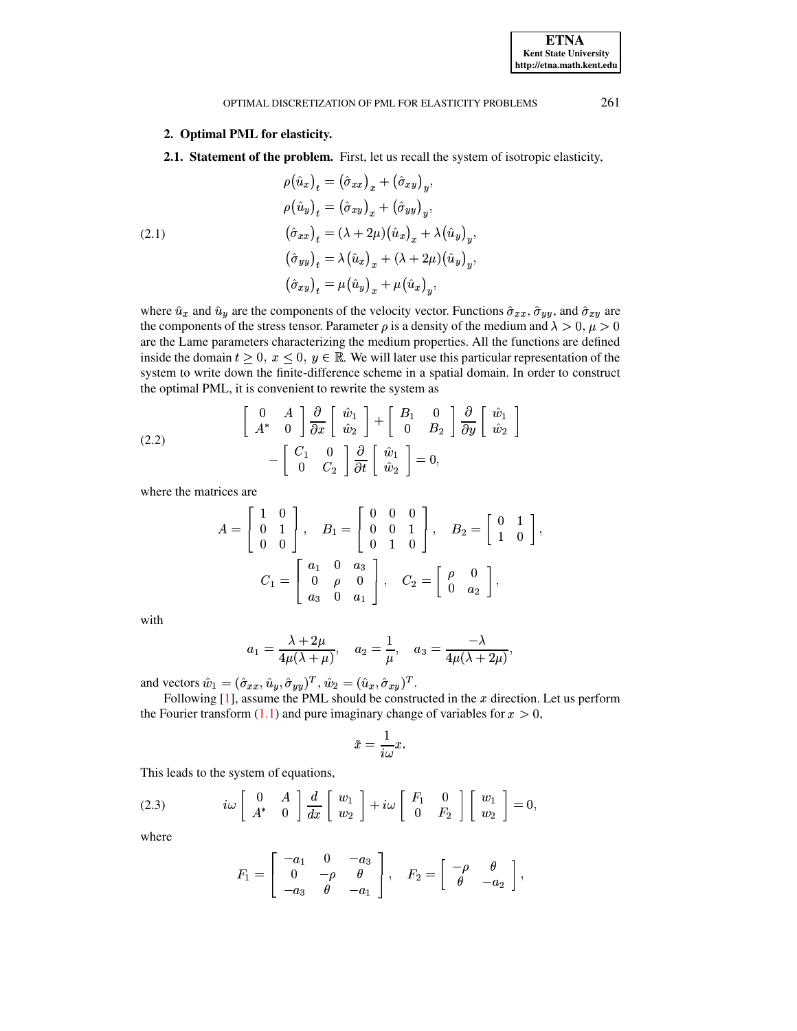## 2. Optimal PML for elasticity.

**2.1. Statement of the problem.** First, let us recall the system of isotropic elasticity,

$$
\begin{aligned}
\rho\big(\hat{u}_x\big)_t &= \big(\hat{\sigma}_{xx}\big)_x + \big(\hat{\sigma}_{xy}\big)_y,\\
\rho\big(\hat{u}_y\big)_t &= \big(\hat{\sigma}_{xy}\big)_x + \big(\hat{\sigma}_{yy}\big)_y,\\
\big(\hat{\sigma}_{xx}\big)_t &= (\lambda+2\mu)\big(\hat{u}_x\big)_x + \lambda\big(\hat{u}_y\big)_y,\\
\big(\hat{\sigma}_{yy}\big)_t &= \lambda\big(\hat{u}_x\big)_x + (\lambda+2\mu)\big(\hat{u}_y\big)_y,\\
\big(\hat{\sigma}_{xy}\big)_t &= \mu\big(\hat{u}_y\big)_x + \mu\big(\hat{u}_x\big)_y,
\end{aligned}
\tag{2.1}
$$

where $\hat{u}_x$ and $\hat{u}_y$ are the components of the velocity vector. Functions $\hat{\sigma}_{xx}$, $\hat{\sigma}_{yy}$, and $\hat{\sigma}_{xy}$ are the components of the stress tensor. Parameter $\rho$ is a density of the medium and $\lambda > 0$, $\mu > 0$ are the Lame parameters characterizing the medium properties. All the functions are defined inside the domain $t \geq 0,\ x \leq 0,\ y \in \mathbb{R}$. We will later use this particular representation of the system to write down the finite-difference scheme in a spatial domain. In order to construct the optimal PML, it is convenient to rewrite the system as

$$
\begin{bmatrix} 0 & A \\ A^* & 0 \end{bmatrix} \frac{\partial}{\partial x} \begin{bmatrix} \hat{w}_1 \\ \hat{w}_2 \end{bmatrix} + \begin{bmatrix} B_1 & 0 \\ 0 & B_2 \end{bmatrix} \frac{\partial}{\partial y} \begin{bmatrix} \hat{w}_1 \\ \hat{w}_2 \end{bmatrix} - \begin{bmatrix} C_1 & 0 \\ 0 & C_2 \end{bmatrix} \frac{\partial}{\partial t} \begin{bmatrix} \hat{w}_1 \\ \hat{w}_2 \end{bmatrix} = 0,
\tag{2.2}
$$

where the matrices are

$$
A = \begin{bmatrix} 1 & 0 \\ 0 & 1 \\ 0 & 0 \end{bmatrix}, \quad B_1 = \begin{bmatrix} 0 & 0 & 0 \\ 0 & 0 & 1 \\ 0 & 1 & 0 \end{bmatrix}, \quad B_2 = \begin{bmatrix} 0 & 1 \\ 1 & 0 \end{bmatrix},
$$

$$
C_1 = \begin{bmatrix} a_1 & 0 & a_3 \\ 0 & \rho & 0 \\ a_3 & 0 & a_1 \end{bmatrix}, \quad C_2 = \begin{bmatrix} \rho & 0 \\ 0 & a_2 \end{bmatrix},
$$

with

$$
a_1 = \frac{\lambda+2\mu}{4\mu(\lambda+\mu)}, \quad a_2 = \frac{1}{\mu}, \quad a_3 = \frac{-\lambda}{4\mu(\lambda+2\mu)},
$$

and vectors $\hat{w}_1 = (\hat{\sigma}_{xx}, \hat{u}_y, \hat{\sigma}_{yy})^T$, $\hat{w}_2 = (\hat{u}_x, \hat{\sigma}_{xy})^T$.

Following [1], assume the PML should be constructed in the $x$ direction. Let us perform the Fourier transform (1.1) and pure imaginary change of variables for $x > 0$,

$$
\tilde{x} = \frac{1}{i\omega} x.
$$

This leads to the system of equations,

$$
i\omega \begin{bmatrix} 0 & A \\ A^* & 0 \end{bmatrix} \frac{d}{dx} \begin{bmatrix} w_1 \\ w_2 \end{bmatrix} + i\omega \begin{bmatrix} F_1 & 0 \\ 0 & F_2 \end{bmatrix} \begin{bmatrix} w_1 \\ w_2 \end{bmatrix} = 0,
\tag{2.3}
$$

where

$$
F_1 = \begin{bmatrix} -a_1 & 0 & -a_3 \\ 0 & -\rho & \theta \\ -a_3 & \theta & -a_1 \end{bmatrix}, \quad F_2 = \begin{bmatrix} -\rho & \theta \\ \theta & -a_2 \end{bmatrix},
$$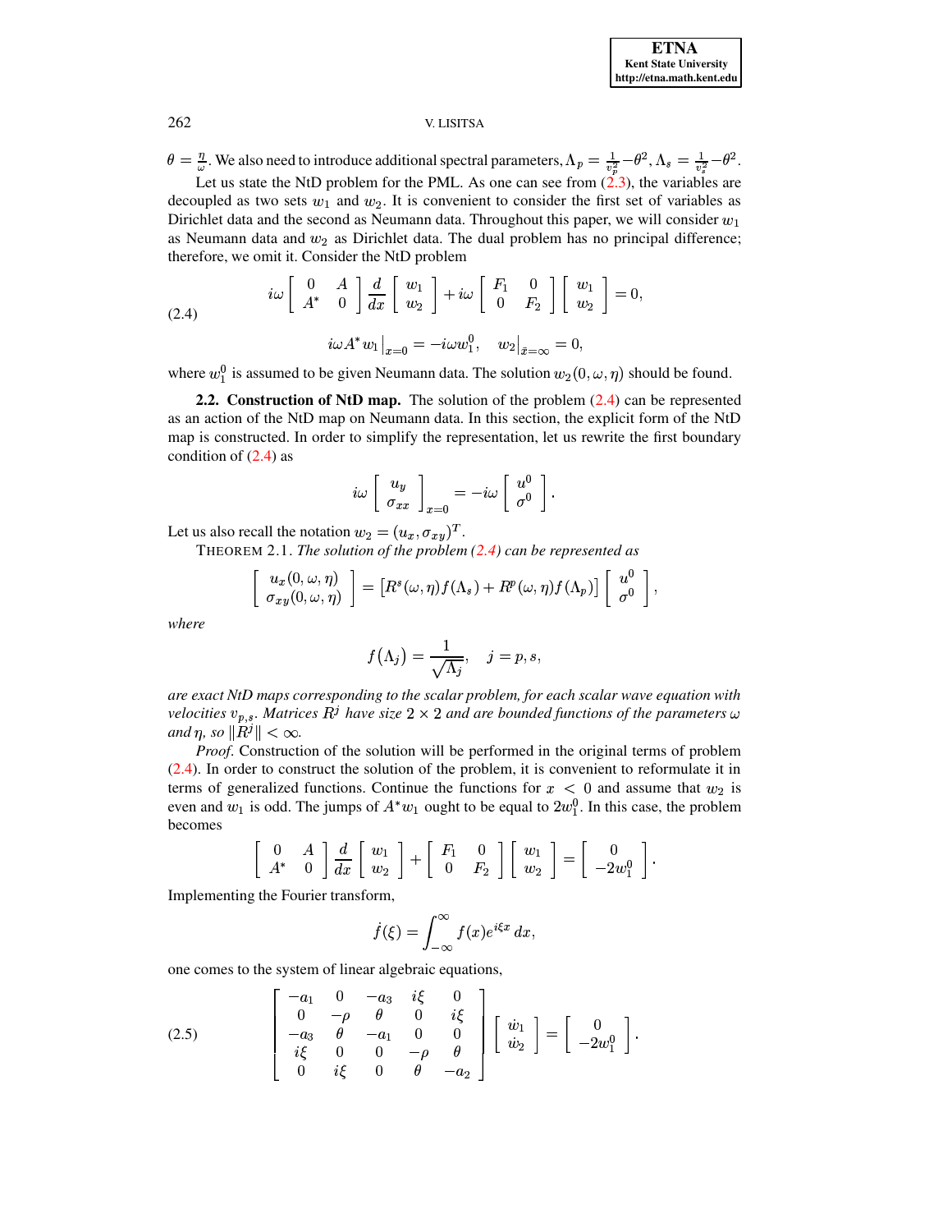$\theta = \frac{\eta}{\omega}$. We also need to introduce additional spectral parameters, $\Lambda_p = \frac{1}{v_p^2} - \theta^2$, $\Lambda_s = \frac{1}{v_s^2} - \theta^2$.

Let us state the NtD problem for the PML. As one can see from (2.3), the variables are decoupled as two sets $w_1$ and $w_2$. It is convenient to consider the first set of variables as Dirichlet data and the second as Neumann data. Throughout this paper, we will consider $w_1$ as Neumann data and $w_2$ as Dirichlet data. The dual problem has no principal difference; therefore, we omit it. Consider the NtD problem

$$
\begin{gathered}
i\omega \begin{bmatrix} 0 & A \\ A^* & 0 \end{bmatrix} \frac{d}{dx} \begin{bmatrix} w_1 \\ w_2 \end{bmatrix} + i\omega \begin{bmatrix} F_1 & 0 \\ 0 & F_2 \end{bmatrix} \begin{bmatrix} w_1 \\ w_2 \end{bmatrix} = 0, \\
i\omega A^* w_1\big|_{x=0} = -i\omega w_1^0, \quad w_2\big|_{\bar{x}=\infty} = 0,
\end{gathered} \tag{2.4}
$$

where $w_1^0$ is assumed to be given Neumann data. The solution $w_2(0,\omega,\eta)$ should be found.

**2.2. Construction of NtD map.** The solution of the problem (2.4) can be represented as an action of the NtD map on Neumann data. In this section, the explicit form of the NtD map is constructed. In order to simplify the representation, let us rewrite the first boundary condition of (2.4) as

$$
i\omega \begin{bmatrix} u_y \\ \sigma_{xx} \end{bmatrix}_{x=0} = -i\omega \begin{bmatrix} u^0 \\ \sigma^0 \end{bmatrix}.
$$

Let us also recall the notation $w_2 = (u_x, \sigma_{xy})^T$.

THEOREM 2.1. *The solution of the problem (2.4) can be represented as*

$$
\begin{bmatrix} u_x(0,\omega,\eta) \\ \sigma_{xy}(0,\omega,\eta) \end{bmatrix} = \left[ R^s(\omega,\eta) f(\Lambda_s) + R^p(\omega,\eta) f(\Lambda_p) \right] \begin{bmatrix} u^0 \\ \sigma^0 \end{bmatrix},
$$

*where*

$$
f(\Lambda_j) = \frac{1}{\sqrt{\Lambda_j}}, \quad j = p, s,
$$

*are exact NtD maps corresponding to the scalar problem, for each scalar wave equation with velocities $v_{p,s}$. Matrices $R^j$ have size $2 \times 2$ and are bounded functions of the parameters $\omega$ and $\eta$, so $\|R^j\| < \infty$.*

*Proof.* Construction of the solution will be performed in the original terms of problem (2.4). In order to construct the solution of the problem, it is convenient to reformulate it in terms of generalized functions. Continue the functions for $x < 0$ and assume that $w_2$ is even and $w_1$ is odd. The jumps of $A^* w_1$ ought to be equal to $2w_1^0$. In this case, the problem becomes

$$
\begin{bmatrix} 0 & A \\ A^* & 0 \end{bmatrix} \frac{d}{dx} \begin{bmatrix} w_1 \\ w_2 \end{bmatrix} + \begin{bmatrix} F_1 & 0 \\ 0 & F_2 \end{bmatrix} \begin{bmatrix} w_1 \\ w_2 \end{bmatrix} = \begin{bmatrix} 0 \\ -2w_1^0 \end{bmatrix}.
$$

Implementing the Fourier transform,

$$
\acute{f}(\xi) = \int_{-\infty}^{\infty} f(x) e^{i\xi x}\, dx,
$$

one comes to the system of linear algebraic equations,

$$
\begin{bmatrix} -a_1 & 0 & -a_3 & i\xi & 0 \\ 0 & -\rho & \theta & 0 & i\xi \\ -a_3 & \theta & -a_1 & 0 & 0 \\ i\xi & 0 & 0 & -\rho & \theta \\ 0 & i\xi & 0 & \theta & -a_2 \end{bmatrix} \begin{bmatrix} \acute{w}_1 \\ \acute{w}_2 \end{bmatrix} = \begin{bmatrix} 0 \\ -2w_1^0 \end{bmatrix}. \tag{2.5}
$$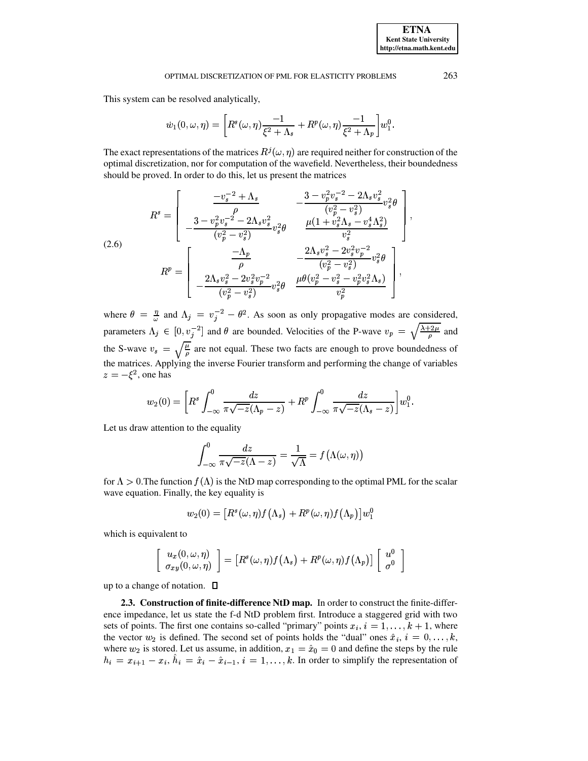This system can be resolved analytically,

$$\hat{w}_1(0,\omega,\eta) = \left[R^s(\omega,\eta)\frac{-1}{\xi^2+\Lambda_s} + R^p(\omega,\eta)\frac{-1}{\xi^2+\Lambda_p}\right]w_1^0.$$

The exact representations of the matrices $R^j(\omega,\eta)$ are required neither for construction of the optimal discretization, nor for computation of the wavefield. Nevertheless, their boundedness should be proved. In order to do this, let us present the matrices

$$
\begin{aligned}
R^s &= \begin{bmatrix} \dfrac{-v_s^{-2}+\Lambda_s}{\rho} & -\dfrac{3-v_p^2v_s^{-2}-2\Lambda_s v_s^2}{(v_p^2-v_s^2)}v_s^2\theta \\ -\dfrac{3-v_p^2v_s^{-2}-2\Lambda_s v_s^2}{(v_p^2-v_s^2)}v_s^2\theta & \dfrac{\mu(1+v_s^2\Lambda_s-v_s^4\Lambda_s^2)}{v_s^2} \end{bmatrix}, \\
R^p &= \begin{bmatrix} \dfrac{-\Lambda_p}{\rho} & -\dfrac{2\Lambda_s v_s^2-2v_s^2v_p^{-2}}{(v_p^2-v_s^2)}v_s^2\theta \\ -\dfrac{2\Lambda_s v_s^2-2v_s^2v_p^{-2}}{(v_p^2-v_s^2)}v_s^2\theta & \dfrac{\mu\theta(v_p^2-v_s^2-v_p^2v_s^2\Lambda_s)}{v_p^2} \end{bmatrix},
\end{aligned}
\tag{2.6}
$$

where $\theta = \frac{\eta}{\omega}$ and $\Lambda_j = v_j^{-2} - \theta^2$. As soon as only propagative modes are considered, parameters $\Lambda_j \in [0, v_j^{-2}]$ and $\theta$ are bounded. Velocities of the P-wave $v_p = \sqrt{\frac{\lambda+2\mu}{\rho}}$ and the S-wave $v_s = \sqrt{\frac{\mu}{\rho}}$ are not equal. These two facts are enough to prove boundedness of the matrices. Applying the inverse Fourier transform and performing the change of variables $z = -\xi^2$, one has

$$w_2(0) = \left[R^s\int_{-\infty}^{0}\frac{dz}{\pi\sqrt{-z}(\Lambda_p - z)} + R^p\int_{-\infty}^{0}\frac{dz}{\pi\sqrt{-z}(\Lambda_s - z)}\right]w_1^0.$$

Let us draw attention to the equality

$$\int_{-\infty}^{0}\frac{dz}{\pi\sqrt{-z}(\Lambda - z)} = \frac{1}{\sqrt{\Lambda}} = f\left(\Lambda(\omega,\eta)\right)$$

for $\Lambda > 0$.The function $f(\Lambda)$ is the NtD map corresponding to the optimal PML for the scalar wave equation. Finally, the key equality is

$$w_2(0) = \left[R^s(\omega,\eta)f\left(\Lambda_s\right) + R^p(\omega,\eta)f\left(\Lambda_p\right)\right]w_1^0$$

which is equivalent to

$$\begin{bmatrix} u_x(0,\omega,\eta) \\ \sigma_{xy}(0,\omega,\eta) \end{bmatrix} = \left[R^s(\omega,\eta)f\left(\Lambda_s\right) + R^p(\omega,\eta)f\left(\Lambda_p\right)\right]\begin{bmatrix} u^0 \\ \sigma^0 \end{bmatrix}$$

up to a change of notation. □

**2.3. Construction of finite-difference NtD map.** In order to construct the finite-difference impedance, let us state the f-d NtD problem first. Introduce a staggered grid with two sets of points. The first one contains so-called "primary" points $x_i$, $i = 1,\ldots,k+1$, where the vector $w_2$ is defined. The second set of points holds the "dual" ones $\hat{x}_i$, $i = 0,\ldots,k$, where $w_2$ is stored. Let us assume, in addition, $x_1 = \hat{x}_0 = 0$ and define the steps by the rule $h_i = x_{i+1} - x_i$, $\hat{h}_i = \hat{x}_i - \hat{x}_{i-1}$, $i = 1,\ldots,k$. In order to simplify the representation of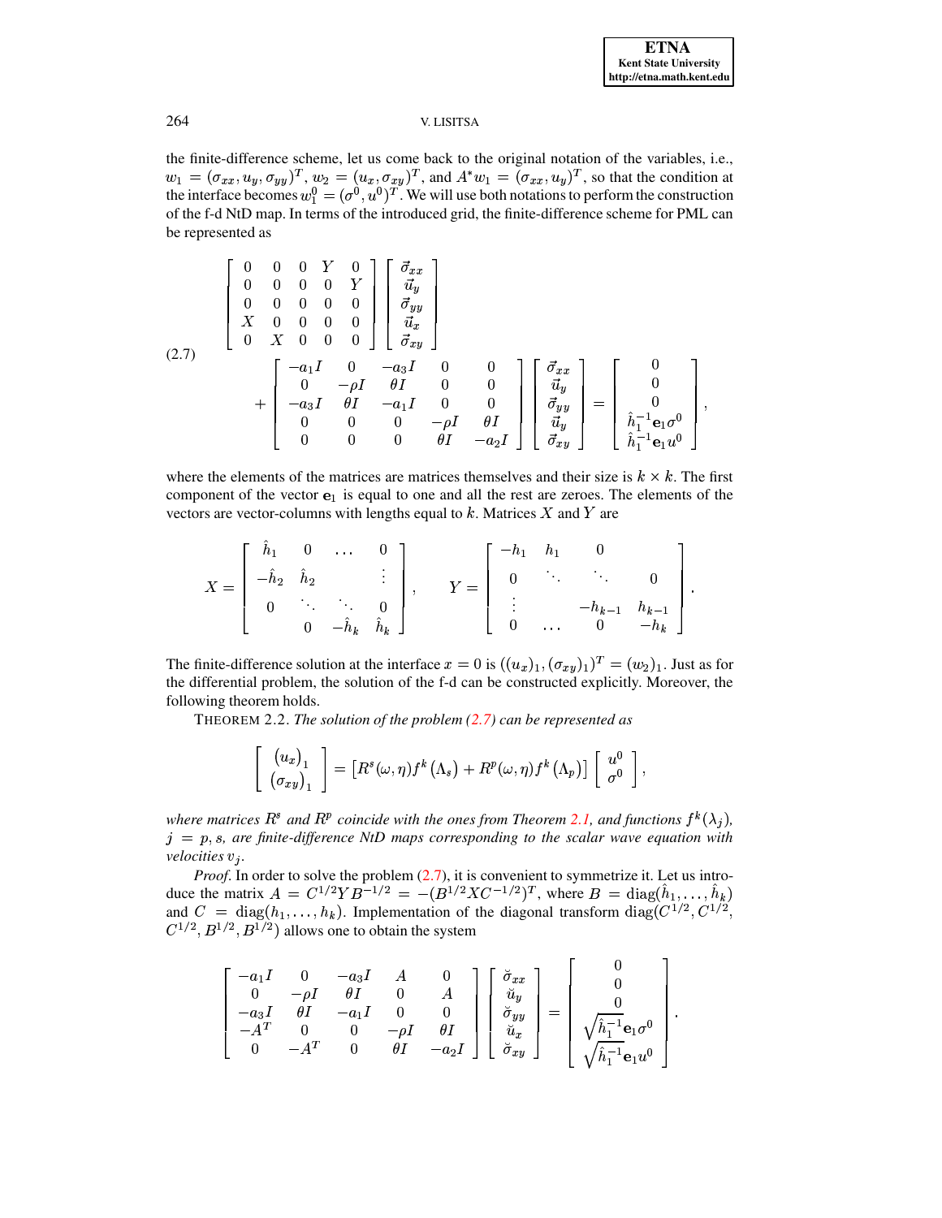the finite-difference scheme, let us come back to the original notation of the variables, i.e., $w_1 = (\sigma_{xx}, u_y, \sigma_{yy})^T$, $w_2 = (u_x, \sigma_{xy})^T$, and $A^* w_1 = (\sigma_{xx}, u_y)^T$, so that the condition at the interface becomes $w_1^0 = (\sigma^0, u^0)^T$. We will use both notations to perform the construction of the f-d NtD map. In terms of the introduced grid, the finite-difference scheme for PML can be represented as

$$
\begin{aligned}
&\begin{bmatrix} 0 & 0 & 0 & Y & 0 \\ 0 & 0 & 0 & 0 & Y \\ 0 & 0 & 0 & 0 & 0 \\ X & 0 & 0 & 0 & 0 \\ 0 & X & 0 & 0 & 0 \end{bmatrix} \begin{bmatrix} \vec{\sigma}_{xx} \\ \vec{u}_y \\ \vec{\sigma}_{yy} \\ \vec{u}_x \\ \vec{\sigma}_{xy} \end{bmatrix} \\
&\quad + \begin{bmatrix} -a_1 I & 0 & -a_3 I & 0 & 0 \\ 0 & -\rho I & \theta I & 0 & 0 \\ -a_3 I & \theta I & -a_1 I & 0 & 0 \\ 0 & 0 & 0 & -\rho I & \theta I \\ 0 & 0 & 0 & \theta I & -a_2 I \end{bmatrix} \begin{bmatrix} \vec{\sigma}_{xx} \\ \vec{u}_y \\ \vec{\sigma}_{yy} \\ \vec{u}_y \\ \vec{\sigma}_{xy} \end{bmatrix} = \begin{bmatrix} 0 \\ 0 \\ 0 \\ \hat{h}_1^{-1} \mathbf{e}_1 \sigma^0 \\ \hat{h}_1^{-1} \mathbf{e}_1 u^0 \end{bmatrix},
\end{aligned}
\tag{2.7}
$$

where the elements of the matrices are matrices themselves and their size is $k \times k$. The first component of the vector $\mathbf{e}_1$ is equal to one and all the rest are zeroes. The elements of the vectors are vector-columns with lengths equal to $k$. Matrices $X$ and $Y$ are

$$
X = \begin{bmatrix} \hat{h}_1 & 0 & \dots & 0 \\ -\hat{h}_2 & \hat{h}_2 & & \vdots \\ 0 & \ddots & \ddots & 0 \\ & 0 & -\hat{h}_k & \hat{h}_k \end{bmatrix}, \qquad Y = \begin{bmatrix} -h_1 & h_1 & 0 & \\ 0 & \ddots & \ddots & 0 \\ \vdots & & -h_{k-1} & h_{k-1} \\ 0 & \dots & 0 & -h_k \end{bmatrix}.
$$

The finite-difference solution at the interface $x = 0$ is $((u_x)_1, (\sigma_{xy})_1)^T = (w_2)_1$. Just as for the differential problem, the solution of the f-d can be constructed explicitly. Moreover, the following theorem holds.

THEOREM 2.2. *The solution of the problem (2.7) can be represented as*

$$
\begin{bmatrix} (u_x)_1 \\ (\sigma_{xy})_1 \end{bmatrix} = \left[ R^s(\omega, \eta) f^k(\Lambda_s) + R^p(\omega, \eta) f^k(\Lambda_p) \right] \begin{bmatrix} u^0 \\ \sigma^0 \end{bmatrix},
$$

*where matrices $R^s$ and $R^p$ coincide with the ones from Theorem 2.1, and functions $f^k(\lambda_j)$, $j = p, s$, are finite-difference NtD maps corresponding to the scalar wave equation with velocities $v_j$.*

*Proof.* In order to solve the problem (2.7), it is convenient to symmetrize it. Let us introduce the matrix $A = C^{1/2} Y B^{-1/2} = -(B^{1/2} X C^{-1/2})^T$, where $B = \operatorname{diag}(\hat{h}_1, \dots, \hat{h}_k)$ and $C = \operatorname{diag}(h_1, \dots, h_k)$. Implementation of the diagonal transform $\operatorname{diag}(C^{1/2}, C^{1/2}, C^{1/2}, B^{1/2}, B^{1/2})$ allows one to obtain the system

$$
\begin{bmatrix} -a_1 I & 0 & -a_3 I & A & 0 \\ 0 & -\rho I & \theta I & 0 & A \\ -a_3 I & \theta I & -a_1 I & 0 & 0 \\ -A^T & 0 & 0 & -\rho I & \theta I \\ 0 & -A^T & 0 & \theta I & -a_2 I \end{bmatrix} \begin{bmatrix} \breve{\sigma}_{xx} \\ \breve{u}_y \\ \breve{\sigma}_{yy} \\ \breve{u}_x \\ \breve{\sigma}_{xy} \end{bmatrix} = \begin{bmatrix} 0 \\ 0 \\ 0 \\ \sqrt{\hat{h}_1^{-1}} \mathbf{e}_1 \sigma^0 \\ \sqrt{\hat{h}_1^{-1}} \mathbf{e}_1 u^0 \end{bmatrix}.
$$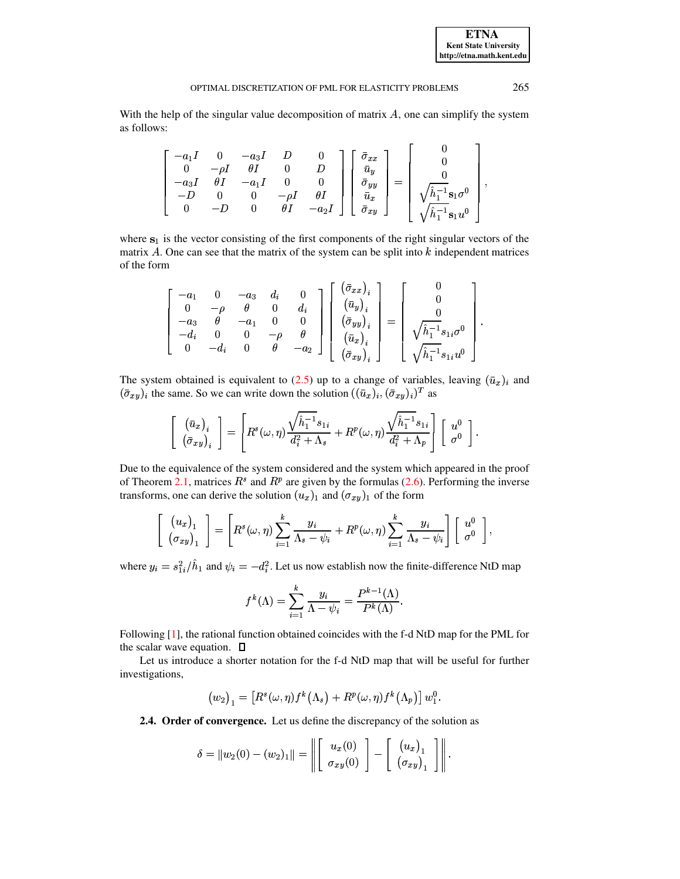With the help of the singular value decomposition of matrix $A$, one can simplify the system as follows:

$$
\begin{bmatrix}
-a_1 I & 0 & -a_3 I & D & 0 \\
0 & -\rho I & \theta I & 0 & D \\
-a_3 I & \theta I & -a_1 I & 0 & 0 \\
-D & 0 & 0 & -\rho I & \theta I \\
0 & -D & 0 & \theta I & -a_2 I
\end{bmatrix}
\begin{bmatrix}
\bar{\sigma}_{xx} \\ \bar{u}_y \\ \bar{\sigma}_{yy} \\ \bar{u}_x \\ \bar{\sigma}_{xy}
\end{bmatrix}
=
\begin{bmatrix}
0 \\ 0 \\ 0 \\ \sqrt{\hat{h}_1^{-1}}\mathbf{s}_1 \sigma^0 \\ \sqrt{\hat{h}_1^{-1}}\mathbf{s}_1 u^0
\end{bmatrix},
$$

where $\mathbf{s}_1$ is the vector consisting of the first components of the right singular vectors of the matrix $A$. One can see that the matrix of the system can be split into $k$ independent matrices of the form

$$
\begin{bmatrix}
-a_1 & 0 & -a_3 & d_i & 0 \\
0 & -\rho & \theta & 0 & d_i \\
-a_3 & \theta & -a_1 & 0 & 0 \\
-d_i & 0 & 0 & -\rho & \theta \\
0 & -d_i & 0 & \theta & -a_2
\end{bmatrix}
\begin{bmatrix}
(\bar{\sigma}_{xx})_i \\ (\bar{u}_y)_i \\ (\bar{\sigma}_{yy})_i \\ (\bar{u}_x)_i \\ (\bar{\sigma}_{xy})_i
\end{bmatrix}
=
\begin{bmatrix}
0 \\ 0 \\ 0 \\ \sqrt{\hat{h}_1^{-1}} s_{1i} \sigma^0 \\ \sqrt{\hat{h}_1^{-1}} s_{1i} u^0
\end{bmatrix}.
$$

The system obtained is equivalent to (2.5) up to a change of variables, leaving $(\bar{u}_x)_i$ and $(\bar{\sigma}_{xy})_i$ the same. So we can write down the solution $((\bar{u}_x)_i, (\bar{\sigma}_{xy})_i)^T$ as

$$
\begin{bmatrix}
(\bar{u}_x)_i \\ (\bar{\sigma}_{xy})_i
\end{bmatrix}
=
\left[ R^s(\omega, \eta) \frac{\sqrt{\hat{h}_1^{-1}} s_{1i}}{d_i^2 + \Lambda_s} + R^p(\omega, \eta) \frac{\sqrt{\hat{h}_1^{-1}} s_{1i}}{d_i^2 + \Lambda_p} \right]
\begin{bmatrix}
u^0 \\ \sigma^0
\end{bmatrix}.
$$

Due to the equivalence of the system considered and the system which appeared in the proof of Theorem 2.1, matrices $R^s$ and $R^p$ are given by the formulas (2.6). Performing the inverse transforms, one can derive the solution $(u_x)_1$ and $(\sigma_{xy})_1$ of the form

$$
\begin{bmatrix}
(u_x)_1 \\ (\sigma_{xy})_1
\end{bmatrix}
=
\left[ R^s(\omega, \eta) \sum_{i=1}^{k} \frac{y_i}{\Lambda_s - \psi_i} + R^p(\omega, \eta) \sum_{i=1}^{k} \frac{y_i}{\Lambda_s - \psi_i} \right]
\begin{bmatrix}
u^0 \\ \sigma^0
\end{bmatrix},
$$

where $y_i = s_{1i}^2 / \hat{h}_1$ and $\psi_i = -d_i^2$. Let us now establish now the finite-difference NtD map

$$
f^k(\Lambda) = \sum_{i=1}^{k} \frac{y_i}{\Lambda - \psi_i} = \frac{P^{k-1}(\Lambda)}{P^k(\Lambda)}.
$$

Following [1], the rational function obtained coincides with the f-d NtD map for the PML for the scalar wave equation. $\square$

Let us introduce a shorter notation for the f-d NtD map that will be useful for further investigations,

$$
(w_2)_1 = \left[ R^s(\omega, \eta) f^k(\Lambda_s) + R^p(\omega, \eta) f^k(\Lambda_p) \right] w_1^0.
$$

**2.4. Order of convergence.** Let us define the discrepancy of the solution as

$$
\delta = \| w_2(0) - (w_2)_1 \| = \left\| \begin{bmatrix} u_x(0) \\ \sigma_{xy}(0) \end{bmatrix} - \begin{bmatrix} (u_x)_1 \\ (\sigma_{xy})_1 \end{bmatrix} \right\|.
$$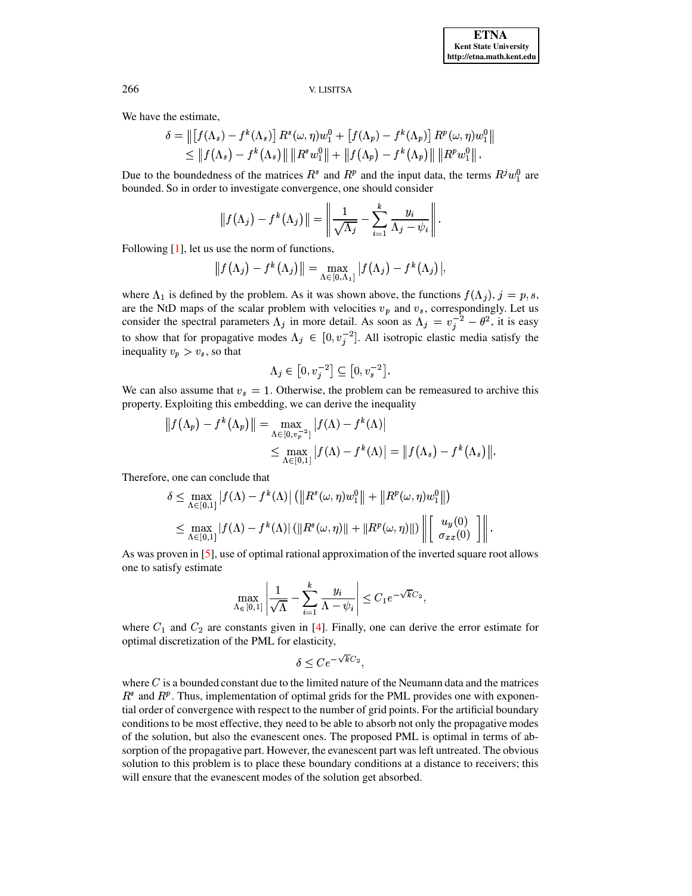We have the estimate,

$$
\begin{aligned}
\delta &= \left\| \left[ f(\Lambda_s) - f^k(\Lambda_s) \right] R^s(\omega,\eta) w_1^0 + \left[ f(\Lambda_p) - f^k(\Lambda_p) \right] R^p(\omega,\eta) w_1^0 \right\| \\
&\leq \left\| f(\Lambda_s) - f^k(\Lambda_s) \right\| \left\| R^s w_1^0 \right\| + \left\| f(\Lambda_p) - f^k(\Lambda_p) \right\| \left\| R^p w_1^0 \right\|.
\end{aligned}
$$

Due to the boundedness of the matrices $R^s$ and $R^p$ and the input data, the terms $R^j w_1^0$ are bounded. So in order to investigate convergence, one should consider

$$
\left\| f(\Lambda_j) - f^k(\Lambda_j) \right\| = \left\| \frac{1}{\sqrt{\Lambda_j}} - \sum_{i=1}^{k} \frac{y_i}{\Lambda_j - \psi_i} \right\|.
$$

Following [1], let us use the norm of functions,

$$
\left\| f(\Lambda_j) - f^k(\Lambda_j) \right\| = \max_{\Lambda \in [0,\Lambda_1]} \left| f(\Lambda_j) - f^k(\Lambda_j) \right|,
$$

where $\Lambda_1$ is defined by the problem. As it was shown above, the functions $f(\Lambda_j)$, $j = p, s$, are the NtD maps of the scalar problem with velocities $v_p$ and $v_s$, correspondingly. Let us consider the spectral parameters $\Lambda_j$ in more detail. As soon as $\Lambda_j = v_j^{-2} - \theta^2$, it is easy to show that for propagative modes $\Lambda_j \in [0, v_j^{-2}]$. All isotropic elastic media satisfy the inequality $v_p > v_s$, so that

$$
\Lambda_j \in \left[0, v_j^{-2}\right] \subseteq \left[0, v_s^{-2}\right].
$$

We can also assume that $v_s = 1$. Otherwise, the problem can be remeasured to archive this property. Exploiting this embedding, we can derive the inequality

$$
\begin{aligned}
\left\| f(\Lambda_p) - f^k(\Lambda_p) \right\| &= \max_{\Lambda \in [0, v_p^{-2}]} \left| f(\Lambda) - f^k(\Lambda) \right| \\
&\leq \max_{\Lambda \in [0,1]} \left| f(\Lambda) - f^k(\Lambda) \right| = \left\| f(\Lambda_s) - f^k(\Lambda_s) \right\|.
\end{aligned}
$$

Therefore, one can conclude that

$$
\begin{aligned}
\delta &\leq \max_{\Lambda \in [0,1]} \left| f(\Lambda) - f^k(\Lambda) \right| \left( \left\| R^s(\omega,\eta) w_1^0 \right\| + \left\| R^p(\omega,\eta) w_1^0 \right\| \right) \\
&\leq \max_{\Lambda \in [0,1]} \left| f(\Lambda) - f^k(\Lambda) \right| \left( \left\| R^s(\omega,\eta) \right\| + \left\| R^p(\omega,\eta) \right\| \right) \left\| \begin{bmatrix} u_y(0) \\ \sigma_{xx}(0) \end{bmatrix} \right\|.
\end{aligned}
$$

As was proven in [5], use of optimal rational approximation of the inverted square root allows one to satisfy estimate

$$
\max_{\Lambda \in [0,1]} \left| \frac{1}{\sqrt{\Lambda}} - \sum_{i=1}^{k} \frac{y_i}{\Lambda - \psi_i} \right| \leq C_1 e^{-\sqrt{k} C_2},
$$

where $C_1$ and $C_2$ are constants given in [4]. Finally, one can derive the error estimate for optimal discretization of the PML for elasticity,

$$
\delta \leq C e^{-\sqrt{k} C_2},
$$

where $C$ is a bounded constant due to the limited nature of the Neumann data and the matrices $R^s$ and $R^p$. Thus, implementation of optimal grids for the PML provides one with exponential order of convergence with respect to the number of grid points. For the artificial boundary conditions to be most effective, they need to be able to absorb not only the propagative modes of the solution, but also the evanescent ones. The proposed PML is optimal in terms of absorption of the propagative part. However, the evanescent part was left untreated. The obvious solution to this problem is to place these boundary conditions at a distance to receivers; this will ensure that the evanescent modes of the solution get absorbed.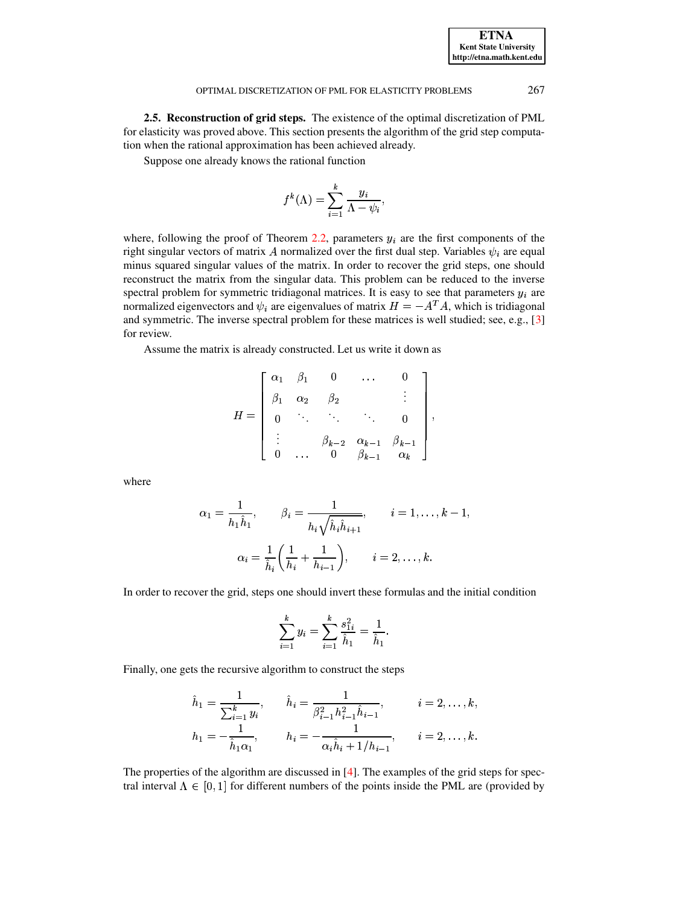**2.5. Reconstruction of grid steps.** The existence of the optimal discretization of PML for elasticity was proved above. This section presents the algorithm of the grid step computation when the rational approximation has been achieved already.

Suppose one already knows the rational function

$$f^k(\Lambda) = \sum_{i=1}^{k} \frac{y_i}{\Lambda - \psi_i},$$

where, following the proof of Theorem 2.2, parameters $y_i$ are the first components of the right singular vectors of matrix $A$ normalized over the first dual step. Variables $\psi_i$ are equal minus squared singular values of the matrix. In order to recover the grid steps, one should reconstruct the matrix from the singular data. This problem can be reduced to the inverse spectral problem for symmetric tridiagonal matrices. It is easy to see that parameters $y_i$ are normalized eigenvectors and $\psi_i$ are eigenvalues of matrix $H = -A^T A$, which is tridiagonal and symmetric. The inverse spectral problem for these matrices is well studied; see, e.g., [3] for review.

Assume the matrix is already constructed. Let us write it down as

$$H = \begin{bmatrix} \alpha_1 & \beta_1 & 0 & \dots & 0 \\ \beta_1 & \alpha_2 & \beta_2 & & \vdots \\ 0 & \ddots & \ddots & \ddots & 0 \\ \vdots & & \beta_{k-2} & \alpha_{k-1} & \beta_{k-1} \\ 0 & \dots & 0 & \beta_{k-1} & \alpha_k \end{bmatrix},$$

where

$$\alpha_1 = \frac{1}{h_1 \hat{h}_1}, \qquad \beta_i = \frac{1}{h_i \sqrt{\hat{h}_i \hat{h}_{i+1}}}, \qquad i = 1, \dots, k-1,$$

$$\alpha_i = \frac{1}{\hat{h}_i}\left(\frac{1}{h_i} + \frac{1}{h_{i-1}}\right), \qquad i = 2, \dots, k.$$

In order to recover the grid, steps one should invert these formulas and the initial condition

$$\sum_{i=1}^{k} y_i = \sum_{i=1}^{k} \frac{s_{1i}^2}{\hat{h}_1} = \frac{1}{\hat{h}_1}.$$

Finally, one gets the recursive algorithm to construct the steps

$$\hat{h}_1 = \frac{1}{\sum_{i=1}^{k} y_i}, \qquad \hat{h}_i = \frac{1}{\beta_{i-1}^2 h_{i-1}^2 \hat{h}_{i-1}}, \qquad i = 2, \dots, k,$$

$$h_1 = -\frac{1}{\hat{h}_1 \alpha_1}, \qquad h_i = -\frac{1}{\alpha_i \hat{h}_i + 1/h_{i-1}}, \qquad i = 2, \dots, k.$$

The properties of the algorithm are discussed in [4]. The examples of the grid steps for spectral interval $\Lambda \in [0, 1]$ for different numbers of the points inside the PML are (provided by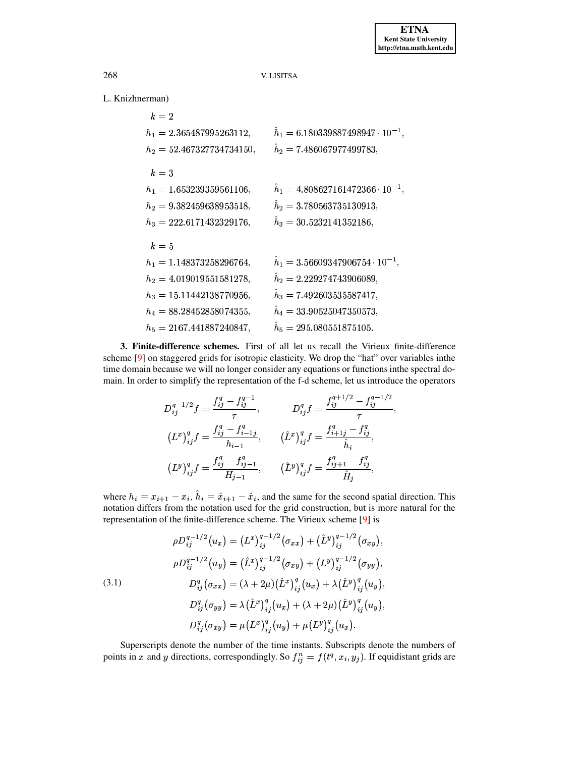L. Knizhnerman)

$k = 2$

$h_1 = 2.365487995263112,\qquad \hat{h}_1 = 6.180339887498947 \cdot 10^{-1},$

$h_2 = 52.467327734734150,\qquad \hat{h}_2 = 7.486067977499783,$

$k = 3$

$h_1 = 1.653239359561106,\qquad \hat{h}_1 = 4.808627161472366 \cdot 10^{-1},$

$h_2 = 9.382459638953518,\qquad \hat{h}_2 = 3.780563735130913,$

$h_3 = 222.6171432329176,\qquad \hat{h}_3 = 30.5232141352186,$

$k = 5$

$h_1 = 1.148373258296764,\qquad \hat{h}_1 = 3.56609347906754 \cdot 10^{-1},$

$h_2 = 4.019019551581278,\qquad \hat{h}_2 = 2.229274743906089,$

$h_3 = 15.11442138770956,\qquad \hat{h}_3 = 7.492603535587417,$

$h_4 = 88.28452858074355,\qquad \hat{h}_4 = 33.90525047350573,$

$h_5 = 2167.441887240847,\qquad \hat{h}_5 = 295.080551875105.$

**3. Finite-difference schemes.** First of all let us recall the Virieux finite-difference scheme [9] on staggered grids for isotropic elasticity. We drop the "hat" over variables inthe time domain because we will no longer consider any equations or functions inthe spectral domain. In order to simplify the representation of the f-d scheme, let us introduce the operators

$$
D_{ij}^{q-1/2} f = \frac{f_{ij}^{q} - f_{ij}^{q-1}}{\tau}, \qquad D_{ij}^{q} f = \frac{f_{ij}^{q+1/2} - f_{ij}^{q-1/2}}{\tau},
$$

$$
\left(L^x\right)_{ij}^{q} f = \frac{f_{ij}^{q} - f_{i-1j}^{q}}{h_{i-1}}, \qquad \left(\hat{L}^x\right)_{ij}^{q} f = \frac{f_{i+1j}^{q} - f_{ij}^{q}}{\hat{h}_i},
$$

$$
\left(L^y\right)_{ij}^{q} f = \frac{f_{ij}^{q} - f_{ij-1}^{q}}{H_{j-1}}, \qquad \left(\hat{L}^y\right)_{ij}^{q} f = \frac{f_{ij+1}^{q} - f_{ij}^{q}}{\hat{H}_j},
$$

where $h_i = x_{i+1} - x_i$, $\hat{h}_i = \hat{x}_{i+1} - \hat{x}_i$, and the same for the second spatial direction. This notation differs from the notation used for the grid construction, but is more natural for the representation of the finite-difference scheme. The Virieux scheme [9] is

$$
\begin{aligned}
\rho D_{ij}^{q-1/2}(u_x) &= \left(L^x\right)_{ij}^{q-1/2}(\sigma_{xx}) + \left(\hat{L}^y\right)_{ij}^{q-1/2}(\sigma_{xy}),\\
\rho D_{ij}^{q-1/2}(u_y) &= \left(\hat{L}^x\right)_{ij}^{q-1/2}(\sigma_{xy}) + \left(L^y\right)_{ij}^{q-1/2}(\sigma_{yy}),\\
D_{ij}^{q}(\sigma_{xx}) &= (\lambda + 2\mu)\left(\hat{L}^x\right)_{ij}^{q}(u_x) + \lambda\left(\hat{L}^y\right)_{ij}^{q}(u_y),\\
D_{ij}^{q}(\sigma_{yy}) &= \lambda\left(\hat{L}^x\right)_{ij}^{q}(u_x) + (\lambda + 2\mu)\left(\hat{L}^y\right)_{ij}^{q}(u_y),\\
D_{ij}^{q}(\sigma_{xy}) &= \mu\left(L^x\right)_{ij}^{q}(u_y) + \mu\left(L^y\right)_{ij}^{q}(u_x).
\end{aligned}
\tag{3.1}
$$

Superscripts denote the number of the time instants. Subscripts denote the numbers of points in $x$ and $y$ directions, correspondingly. So $f_{ij}^{n} = f(t^q, x_i, y_j)$. If equidistant grids are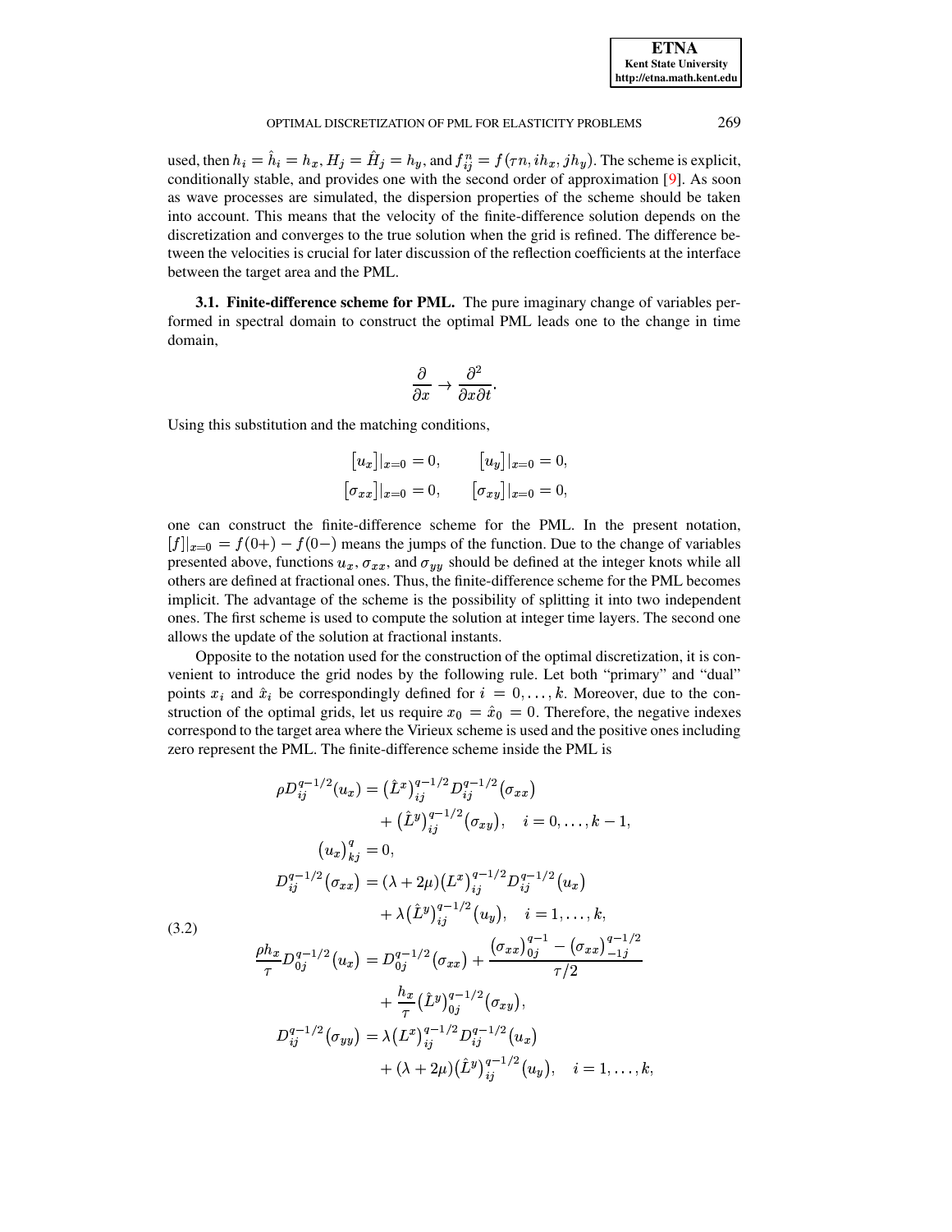used, then $h_i = \hat{h}_i = h_x$, $H_j = \hat{H}_j = h_y$, and $f_{ij}^n = f(\tau n, ih_x, jh_y)$. The scheme is explicit, conditionally stable, and provides one with the second order of approximation [9]. As soon as wave processes are simulated, the dispersion properties of the scheme should be taken into account. This means that the velocity of the finite-difference solution depends on the discretization and converges to the true solution when the grid is refined. The difference between the velocities is crucial for later discussion of the reflection coefficients at the interface between the target area and the PML.

**3.1. Finite-difference scheme for PML.** The pure imaginary change of variables performed in spectral domain to construct the optimal PML leads one to the change in time domain,

$$\frac{\partial}{\partial x} \to \frac{\partial^2}{\partial x \partial t}.$$

Using this substitution and the matching conditions,

$$[u_x]|_{x=0} = 0, \qquad [u_y]|_{x=0} = 0,$$
$$[\sigma_{xx}]|_{x=0} = 0, \qquad [\sigma_{xy}]|_{x=0} = 0,$$

one can construct the finite-difference scheme for the PML. In the present notation, $[f]|_{x=0} = f(0+) - f(0-)$ means the jumps of the function. Due to the change of variables presented above, functions $u_x$, $\sigma_{xx}$, and $\sigma_{yy}$ should be defined at the integer knots while all others are defined at fractional ones. Thus, the finite-difference scheme for the PML becomes implicit. The advantage of the scheme is the possibility of splitting it into two independent ones. The first scheme is used to compute the solution at integer time layers. The second one allows the update of the solution at fractional instants.

Opposite to the notation used for the construction of the optimal discretization, it is convenient to introduce the grid nodes by the following rule. Let both "primary" and "dual" points $x_i$ and $\hat{x}_i$ be correspondingly defined for $i = 0, \ldots, k$. Moreover, due to the construction of the optimal grids, let us require $x_0 = \hat{x}_0 = 0$. Therefore, the negative indexes correspond to the target area where the Virieux scheme is used and the positive ones including zero represent the PML. The finite-difference scheme inside the PML is

$$
\begin{aligned}
\rho D_{ij}^{q-1/2}(u_x) &= \left(\hat{L}^x\right)_{ij}^{q-1/2} D_{ij}^{q-1/2}(\sigma_{xx}) \\
&\quad + \left(\hat{L}^y\right)_{ij}^{q-1/2}(\sigma_{xy}), \quad i = 0, \ldots, k-1, \\
(u_x)_{kj}^q &= 0, \\
D_{ij}^{q-1/2}(\sigma_{xx}) &= (\lambda + 2\mu)\left(L^x\right)_{ij}^{q-1/2} D_{ij}^{q-1/2}(u_x) \\
&\quad + \lambda\left(\hat{L}^y\right)_{ij}^{q-1/2}(u_y), \quad i = 1, \ldots, k, \\
\frac{\rho h_x}{\tau} D_{0j}^{q-1/2}(u_x) &= D_{0j}^{q-1/2}(\sigma_{xx}) + \frac{(\sigma_{xx})_{0j}^{q-1} - (\sigma_{xx})_{-1j}^{q-1/2}}{\tau/2} \\
&\quad + \frac{h_x}{\tau}\left(\hat{L}^y\right)_{0j}^{q-1/2}(\sigma_{xy}), \\
D_{ij}^{q-1/2}(\sigma_{yy}) &= \lambda\left(L^x\right)_{ij}^{q-1/2} D_{ij}^{q-1/2}(u_x) \\
&\quad + (\lambda + 2\mu)\left(\hat{L}^y\right)_{ij}^{q-1/2}(u_y), \quad i = 1, \ldots, k,
\end{aligned}
\tag{3.2}
$$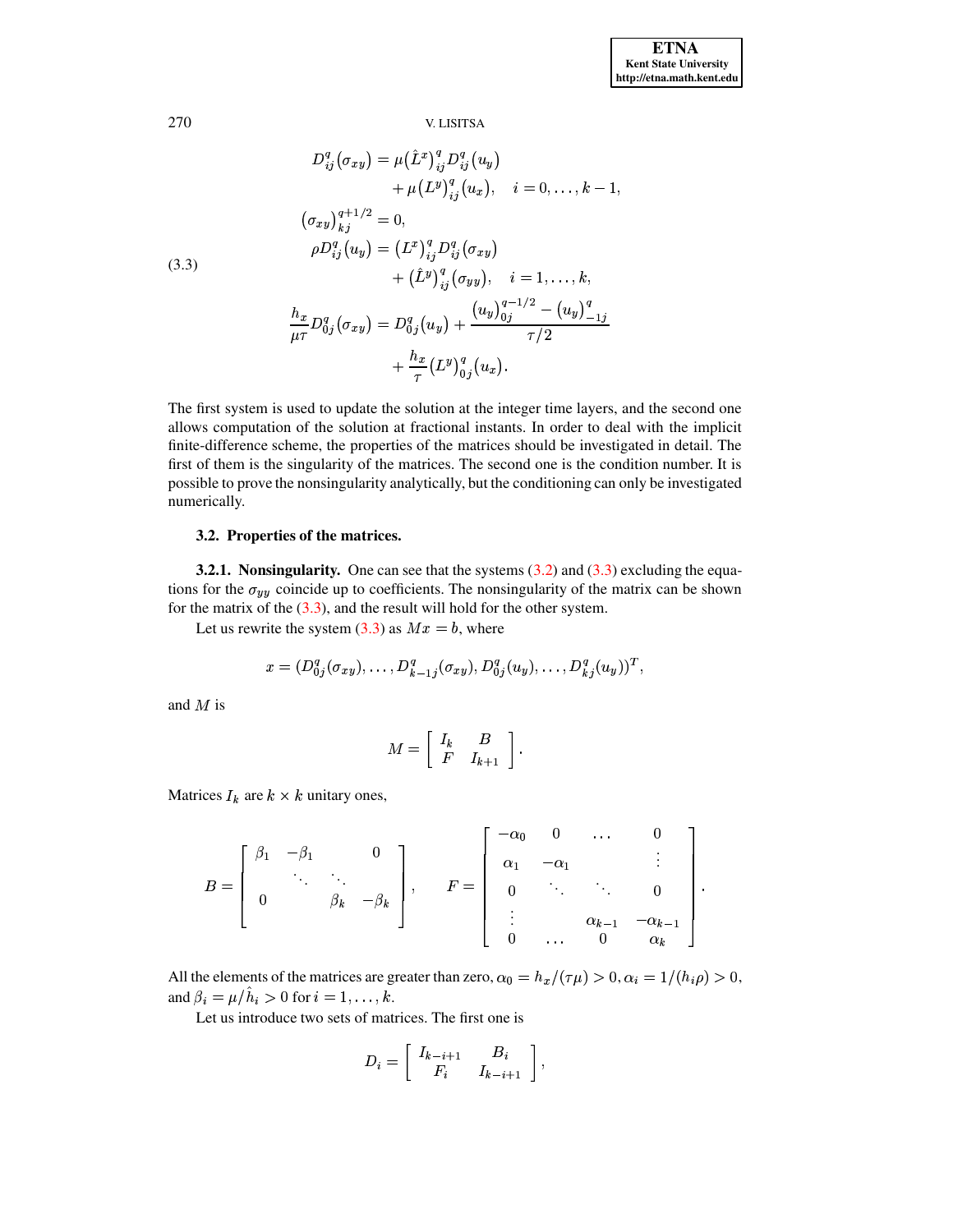$$
(3.3) \qquad
\begin{aligned}
D_{ij}^{q}(\sigma_{xy}) &= \mu (\hat{L}^{x})_{ij}^{q} D_{ij}^{q}(u_y) \\
&\quad + \mu (L^{y})_{ij}^{q}(u_x), \quad i = 0,\dots,k-1, \\
(\sigma_{xy})_{kj}^{q+1/2} &= 0, \\
\rho D_{ij}^{q}(u_y) &= (L^{x})_{ij}^{q} D_{ij}^{q}(\sigma_{xy}) \\
&\quad + (\hat{L}^{y})_{ij}^{q}(\sigma_{yy}), \quad i = 1,\dots,k, \\
\frac{h_x}{\mu\tau} D_{0j}^{q}(\sigma_{xy}) &= D_{0j}^{q}(u_y) + \frac{(u_y)_{0j}^{q-1/2} - (u_y)_{-1j}^{q}}{\tau/2} \\
&\quad + \frac{h_x}{\tau}(L^{y})_{0j}^{q}(u_x).
\end{aligned}
$$

The first system is used to update the solution at the integer time layers, and the second one allows computation of the solution at fractional instants. In order to deal with the implicit finite-difference scheme, the properties of the matrices should be investigated in detail. The first of them is the singularity of the matrices. The second one is the condition number. It is possible to prove the nonsingularity analytically, but the conditioning can only be investigated numerically.

### 3.2. Properties of the matrices.

**3.2.1. Nonsingularity.** One can see that the systems (3.2) and (3.3) excluding the equations for the $\sigma_{yy}$ coincide up to coefficients. The nonsingularity of the matrix can be shown for the matrix of the (3.3), and the result will hold for the other system.

Let us rewrite the system (3.3) as $Mx = b$, where

$$
x = (D_{0j}^{q}(\sigma_{xy}), \dots, D_{k-1j}^{q}(\sigma_{xy}), D_{0j}^{q}(u_y), \dots, D_{kj}^{q}(u_y))^{T},
$$

and $M$ is

$$
M = \begin{bmatrix} I_k & B \\ F & I_{k+1} \end{bmatrix}.
$$

Matrices $I_k$ are $k \times k$ unitary ones,

$$
B = \begin{bmatrix} \beta_1 & -\beta_1 & & 0 \\ & \ddots & \ddots & \\ 0 & & \beta_k & -\beta_k \end{bmatrix}, \qquad
F = \begin{bmatrix} -\alpha_0 & 0 & \dots & 0 \\ \alpha_1 & -\alpha_1 & & \vdots \\ 0 & \ddots & \ddots & 0 \\ \vdots & & \alpha_{k-1} & -\alpha_{k-1} \\ 0 & \dots & 0 & \alpha_k \end{bmatrix}.
$$

All the elements of the matrices are greater than zero, $\alpha_0 = h_x/(\tau\mu) > 0$, $\alpha_i = 1/(h_i\rho) > 0$, and $\beta_i = \mu/\hat{h}_i > 0$ for $i = 1,\dots,k$.

Let us introduce two sets of matrices. The first one is

$$
D_i = \begin{bmatrix} I_{k-i+1} & B_i \\ F_i & I_{k-i+1} \end{bmatrix},
$$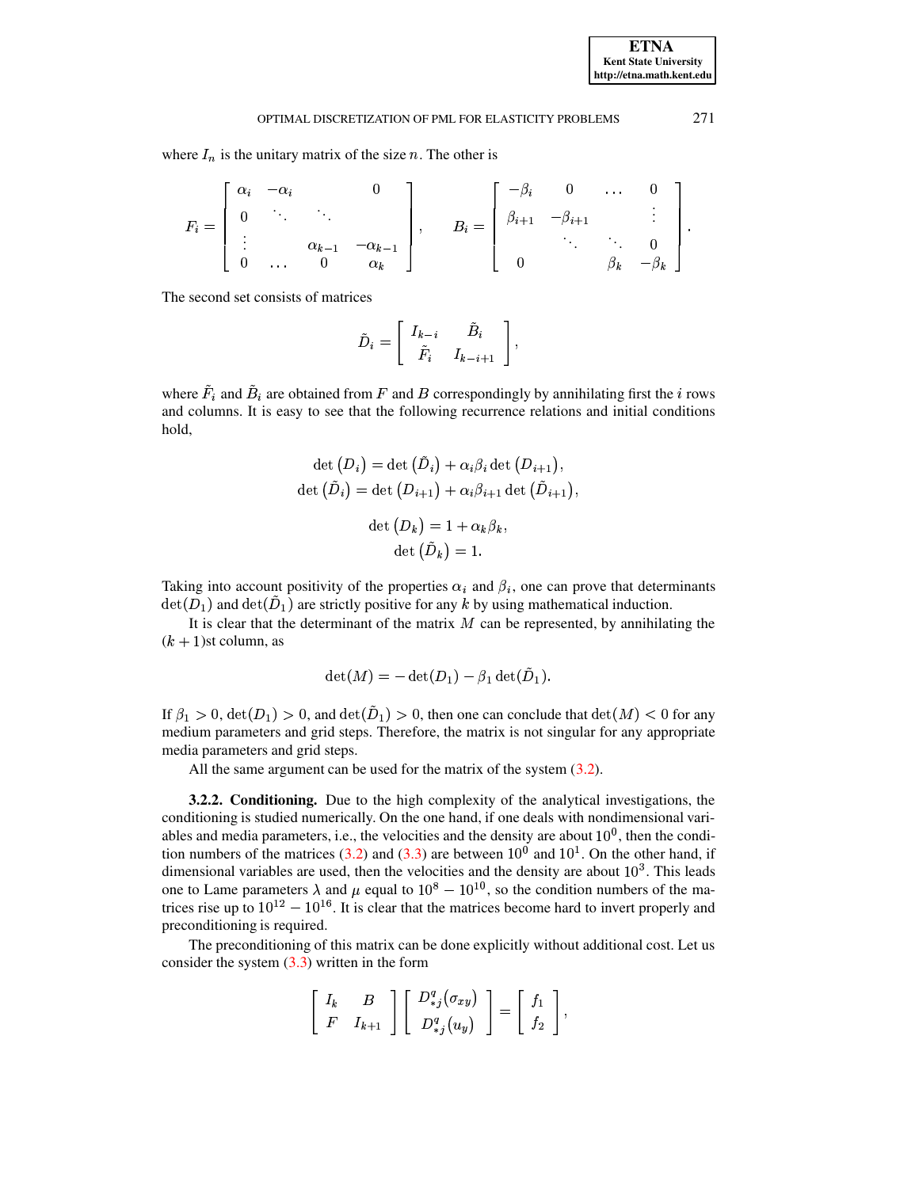where $I_n$ is the unitary matrix of the size $n$. The other is

$$
F_i = \begin{bmatrix} \alpha_i & -\alpha_i & & 0 \\ 0 & \ddots & \ddots & \\ \vdots & & \alpha_{k-1} & -\alpha_{k-1} \\ 0 & \dots & 0 & \alpha_k \end{bmatrix}, \qquad B_i = \begin{bmatrix} -\beta_i & 0 & \dots & 0 \\ \beta_{i+1} & -\beta_{i+1} & & \vdots \\ & \ddots & \ddots & 0 \\ 0 & & \beta_k & -\beta_k \end{bmatrix}.
$$

The second set consists of matrices

$$
\tilde{D}_i = \begin{bmatrix} I_{k-i} & \tilde{B}_i \\ \tilde{F}_i & I_{k-i+1} \end{bmatrix},
$$

where $\tilde{F}_i$ and $\tilde{B}_i$ are obtained from $F$ and $B$ correspondingly by annihilating first the $i$ rows and columns. It is easy to see that the following recurrence relations and initial conditions hold,

$$
\det\big(D_i\big) = \det\big(\tilde{D}_i\big) + \alpha_i\beta_i \det\big(D_{i+1}\big),
$$
$$
\det\big(\tilde{D}_i\big) = \det\big(D_{i+1}\big) + \alpha_i\beta_{i+1} \det\big(\tilde{D}_{i+1}\big),
$$

$$
\det\big(D_k\big) = 1 + \alpha_k\beta_k,
$$
$$
\det\big(\tilde{D}_k\big) = 1.
$$

Taking into account positivity of the properties $\alpha_i$ and $\beta_i$, one can prove that determinants $\det(D_1)$ and $\det(\tilde{D}_1)$ are strictly positive for any $k$ by using mathematical induction.

It is clear that the determinant of the matrix $M$ can be represented, by annihilating the $(k+1)$st column, as

$$
\det(M) = -\det(D_1) - \beta_1 \det(\tilde{D}_1).
$$

If $\beta_1 > 0$, $\det(D_1) > 0$, and $\det(\tilde{D}_1) > 0$, then one can conclude that $\det(M) < 0$ for any medium parameters and grid steps. Therefore, the matrix is not singular for any appropriate media parameters and grid steps.

All the same argument can be used for the matrix of the system (3.2).

**3.2.2. Conditioning.** Due to the high complexity of the analytical investigations, the conditioning is studied numerically. On the one hand, if one deals with nondimensional variables and media parameters, i.e., the velocities and the density are about $10^0$, then the condition numbers of the matrices (3.2) and (3.3) are between $10^0$ and $10^1$. On the other hand, if dimensional variables are used, then the velocities and the density are about $10^3$. This leads one to Lame parameters $\lambda$ and $\mu$ equal to $10^8 - 10^{10}$, so the condition numbers of the matrices rise up to $10^{12} - 10^{16}$. It is clear that the matrices become hard to invert properly and preconditioning is required.

The preconditioning of this matrix can be done explicitly without additional cost. Let us consider the system (3.3) written in the form

$$
\begin{bmatrix} I_k & B \\ F & I_{k+1} \end{bmatrix} \begin{bmatrix} D^q_{*j}(\sigma_{xy}) \\ D^q_{*j}(u_y) \end{bmatrix} = \begin{bmatrix} f_1 \\ f_2 \end{bmatrix},
$$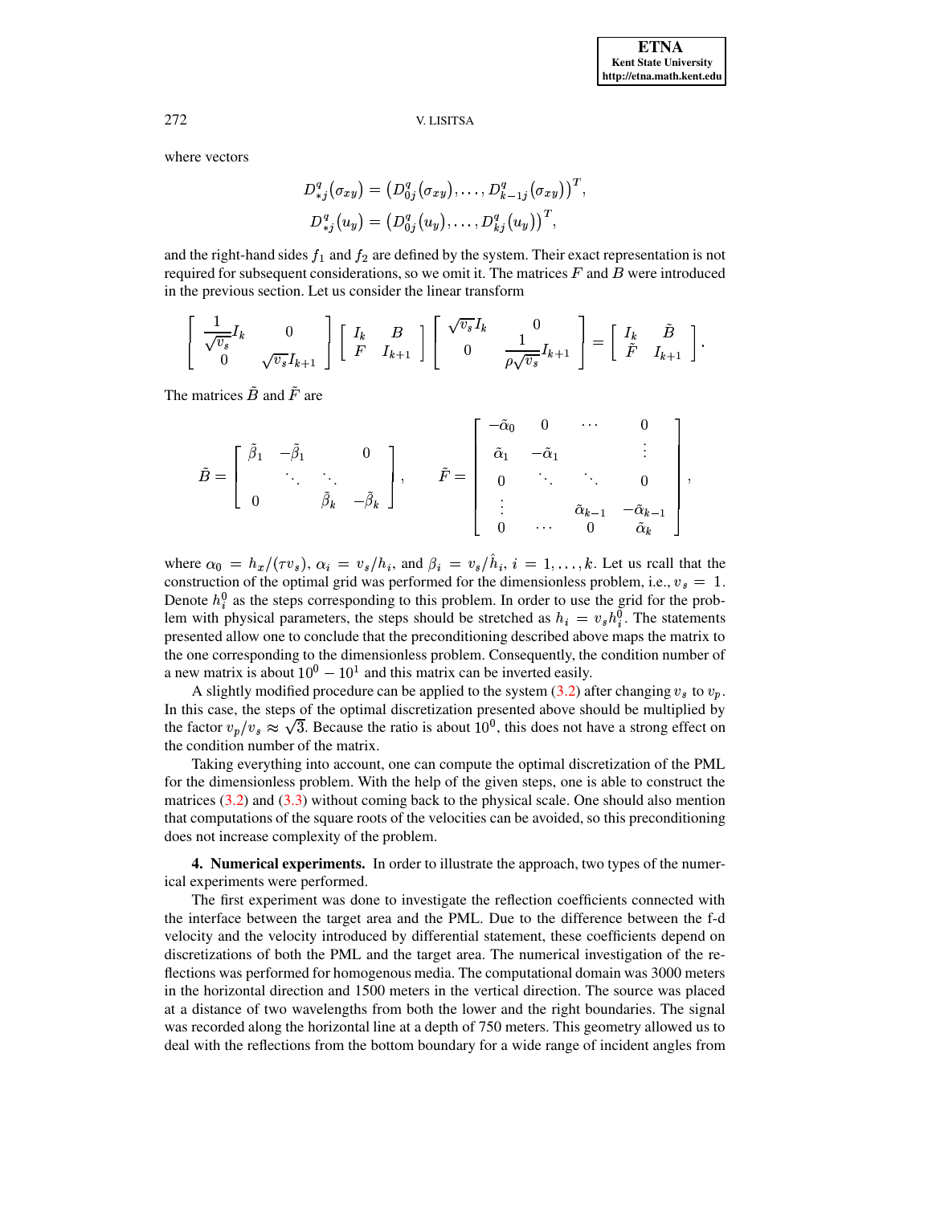where vectors

$$D^q_{*j}(\sigma_{xy}) = \left(D^q_{0j}(\sigma_{xy}), \dots, D^q_{k-1j}(\sigma_{xy})\right)^T,$$
$$D^q_{*j}(u_y) = \left(D^q_{0j}(u_y), \dots, D^q_{kj}(u_y)\right)^T,$$

and the right-hand sides $f_1$ and $f_2$ are defined by the system. Their exact representation is not required for subsequent considerations, so we omit it. The matrices $F$ and $B$ were introduced in the previous section. Let us consider the linear transform

$$\begin{bmatrix} \frac{1}{\sqrt{v_s}} I_k & 0 \\ 0 & \sqrt{v_s} I_{k+1} \end{bmatrix} \begin{bmatrix} I_k & B \\ F & I_{k+1} \end{bmatrix} \begin{bmatrix} \sqrt{v_s} I_k & 0 \\ 0 & \frac{1}{\rho \sqrt{v_s}} I_{k+1} \end{bmatrix} = \begin{bmatrix} I_k & \tilde{B} \\ \tilde{F} & I_{k+1} \end{bmatrix}.$$

The matrices $\tilde{B}$ and $\tilde{F}$ are

$$\tilde{B} = \begin{bmatrix} \tilde{\beta}_1 & -\tilde{\beta}_1 & & 0 \\ & \ddots & \ddots & \\ 0 & & \tilde{\beta}_k & -\tilde{\beta}_k \end{bmatrix}, \qquad \tilde{F} = \begin{bmatrix} -\tilde{\alpha}_0 & 0 & \cdots & 0 \\ \tilde{\alpha}_1 & -\tilde{\alpha}_1 & & \vdots \\ 0 & \ddots & \ddots & 0 \\ \vdots & & \tilde{\alpha}_{k-1} & -\tilde{\alpha}_{k-1} \\ 0 & \cdots & 0 & \tilde{\alpha}_k \end{bmatrix},$$

where $\alpha_0 = h_x/(\tau v_s)$, $\alpha_i = v_s/h_i$, and $\beta_i = v_s/\hat{h}_i$, $i = 1, \dots, k$. Let us rcall that the construction of the optimal grid was performed for the dimensionless problem, i.e., $v_s = 1$. Denote $h_i^0$ as the steps corresponding to this problem. In order to use the grid for the problem with physical parameters, the steps should be stretched as $h_i = v_s h_i^0$. The statements presented allow one to conclude that the preconditioning described above maps the matrix to the one corresponding to the dimensionless problem. Consequently, the condition number of a new matrix is about $10^0 - 10^1$ and this matrix can be inverted easily.

A slightly modified procedure can be applied to the system (3.2) after changing $v_s$ to $v_p$. In this case, the steps of the optimal discretization presented above should be multiplied by the factor $v_p/v_s \approx \sqrt{3}$. Because the ratio is about $10^0$, this does not have a strong effect on the condition number of the matrix.

Taking everything into account, one can compute the optimal discretization of the PML for the dimensionless problem. With the help of the given steps, one is able to construct the matrices (3.2) and (3.3) without coming back to the physical scale. One should also mention that computations of the square roots of the velocities can be avoided, so this preconditioning does not increase complexity of the problem.

**4. Numerical experiments.** In order to illustrate the approach, two types of the numerical experiments were performed.

The first experiment was done to investigate the reflection coefficients connected with the interface between the target area and the PML. Due to the difference between the f-d velocity and the velocity introduced by differential statement, these coefficients depend on discretizations of both the PML and the target area. The numerical investigation of the reflections was performed for homogenous media. The computational domain was 3000 meters in the horizontal direction and 1500 meters in the vertical direction. The source was placed at a distance of two wavelengths from both the lower and the right boundaries. The signal was recorded along the horizontal line at a depth of 750 meters. This geometry allowed us to deal with the reflections from the bottom boundary for a wide range of incident angles from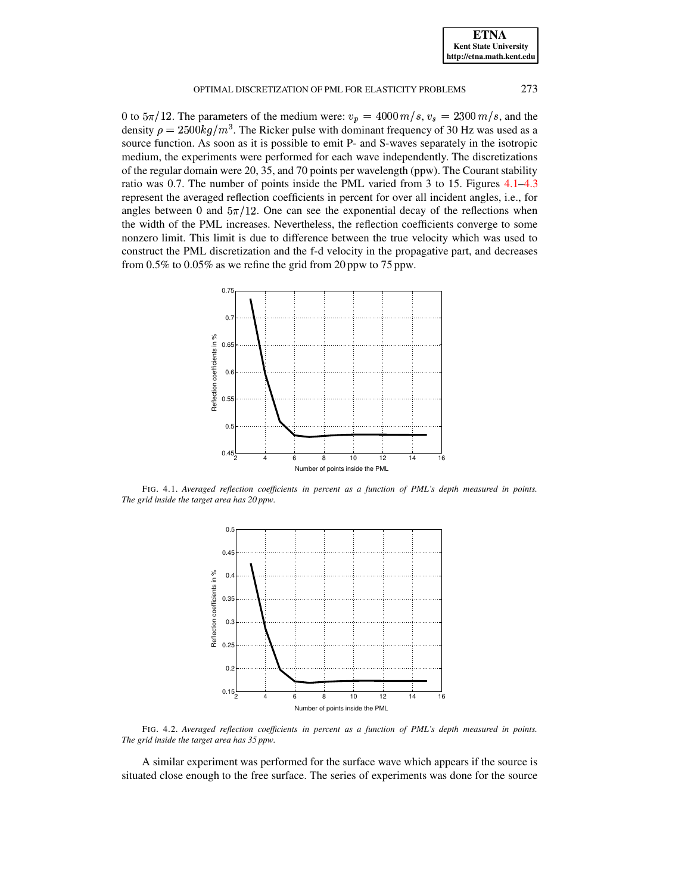0 to $5\pi/12$. The parameters of the medium were: $v_p = 4000\,m/s$, $v_s = 2300\,m/s$, and the density $\rho = 2500kg/m^3$. The Ricker pulse with dominant frequency of 30 Hz was used as a source function. As soon as it is possible to emit P- and S-waves separately in the isotropic medium, the experiments were performed for each wave independently. The discretizations of the regular domain were 20, 35, and 70 points per wavelength (ppw). The Courant stability ratio was 0.7. The number of points inside the PML varied from 3 to 15. Figures 4.1–4.3 represent the averaged reflection coefficients in percent for over all incident angles, i.e., for angles between 0 and $5\pi/12$. One can see the exponential decay of the reflections when the width of the PML increases. Nevertheless, the reflection coefficients converge to some nonzero limit. This limit is due to difference between the true velocity which was used to construct the PML discretization and the f-d velocity in the propagative part, and decreases from 0.5% to 0.05% as we refine the grid from 20 ppw to 75 ppw.

FIG. 4.1. *Averaged reflection coefficients in percent as a function of PML's depth measured in points. The grid inside the target area has 20 ppw.*

FIG. 4.2. *Averaged reflection coefficients in percent as a function of PML's depth measured in points. The grid inside the target area has 35 ppw.*

A similar experiment was performed for the surface wave which appears if the source is situated close enough to the free surface. The series of experiments was done for the source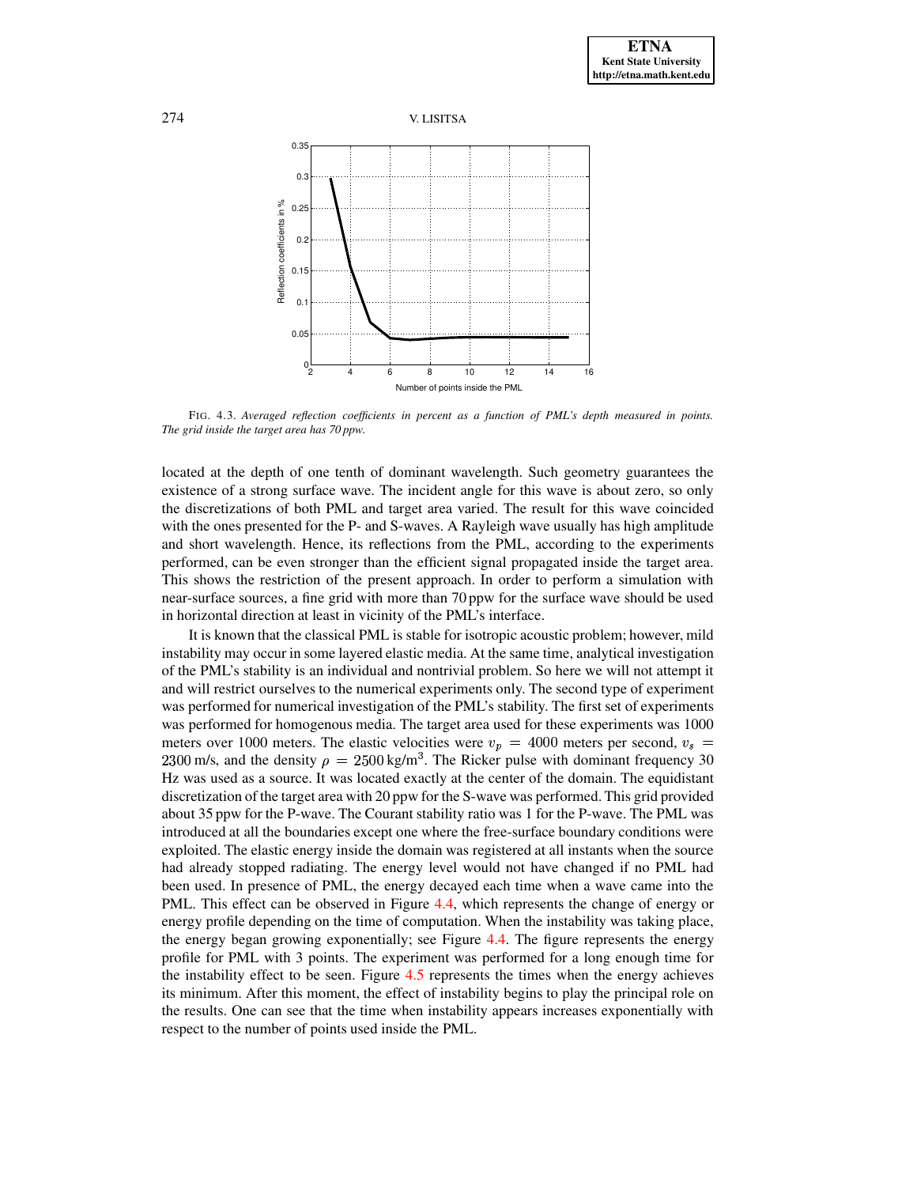FIG. 4.3. *Averaged reflection coefficients in percent as a function of PML's depth measured in points. The grid inside the target area has 70 ppw.*

located at the depth of one tenth of dominant wavelength. Such geometry guarantees the existence of a strong surface wave. The incident angle for this wave is about zero, so only the discretizations of both PML and target area varied. The result for this wave coincided with the ones presented for the P- and S-waves. A Rayleigh wave usually has high amplitude and short wavelength. Hence, its reflections from the PML, according to the experiments performed, can be even stronger than the efficient signal propagated inside the target area. This shows the restriction of the present approach. In order to perform a simulation with near-surface sources, a fine grid with more than 70 ppw for the surface wave should be used in horizontal direction at least in vicinity of the PML's interface.

It is known that the classical PML is stable for isotropic acoustic problem; however, mild instability may occur in some layered elastic media. At the same time, analytical investigation of the PML's stability is an individual and nontrivial problem. So here we will not attempt it and will restrict ourselves to the numerical experiments only. The second type of experiment was performed for numerical investigation of the PML's stability. The first set of experiments was performed for homogenous media. The target area used for these experiments was 1000 meters over 1000 meters. The elastic velocities were $v_p = 4000$ meters per second, $v_s = 2300$ m/s, and the density $\rho = 2500\,\text{kg/m}^3$. The Ricker pulse with dominant frequency 30 Hz was used as a source. It was located exactly at the center of the domain. The equidistant discretization of the target area with 20 ppw for the S-wave was performed. This grid provided about 35 ppw for the P-wave. The Courant stability ratio was 1 for the P-wave. The PML was introduced at all the boundaries except one where the free-surface boundary conditions were exploited. The elastic energy inside the domain was registered at all instants when the source had already stopped radiating. The energy level would not have changed if no PML had been used. In presence of PML, the energy decayed each time when a wave came into the PML. This effect can be observed in Figure 4.4, which represents the change of energy or energy profile depending on the time of computation. When the instability was taking place, the energy began growing exponentially; see Figure 4.4. The figure represents the energy profile for PML with 3 points. The experiment was performed for a long enough time for the instability effect to be seen. Figure 4.5 represents the times when the energy achieves its minimum. After this moment, the effect of instability begins to play the principal role on the results. One can see that the time when instability appears increases exponentially with respect to the number of points used inside the PML.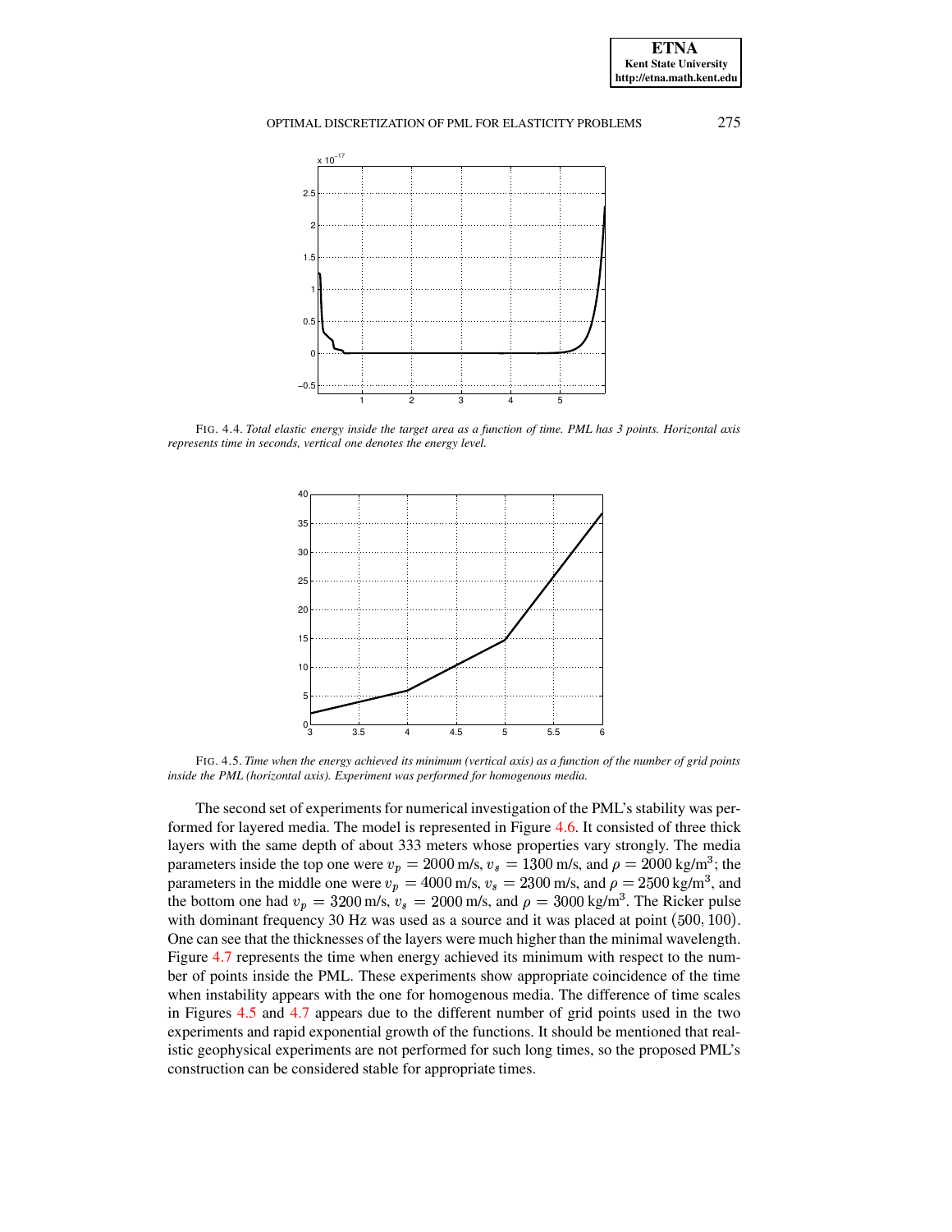FIG. 4.4. *Total elastic energy inside the target area as a function of time. PML has 3 points. Horizontal axis represents time in seconds, vertical one denotes the energy level.*

FIG. 4.5. *Time when the energy achieved its minimum (vertical axis) as a function of the number of grid points inside the PML (horizontal axis). Experiment was performed for homogenous media.*

The second set of experiments for numerical investigation of the PML's stability was performed for layered media. The model is represented in Figure 4.6. It consisted of three thick layers with the same depth of about 333 meters whose properties vary strongly. The media parameters inside the top one were $v_p = 2000$ m/s, $v_s = 1300$ m/s, and $\rho = 2000$ kg/m$^3$; the parameters in the middle one were $v_p = 4000$ m/s, $v_s = 2300$ m/s, and $\rho = 2500$ kg/m$^3$, and the bottom one had $v_p = 3200$ m/s, $v_s = 2000$ m/s, and $\rho = 3000$ kg/m$^3$. The Ricker pulse with dominant frequency 30 Hz was used as a source and it was placed at point $(500, 100)$. One can see that the thicknesses of the layers were much higher than the minimal wavelength. Figure 4.7 represents the time when energy achieved its minimum with respect to the number of points inside the PML. These experiments show appropriate coincidence of the time when instability appears with the one for homogenous media. The difference of time scales in Figures 4.5 and 4.7 appears due to the different number of grid points used in the two experiments and rapid exponential growth of the functions. It should be mentioned that realistic geophysical experiments are not performed for such long times, so the proposed PML's construction can be considered stable for appropriate times.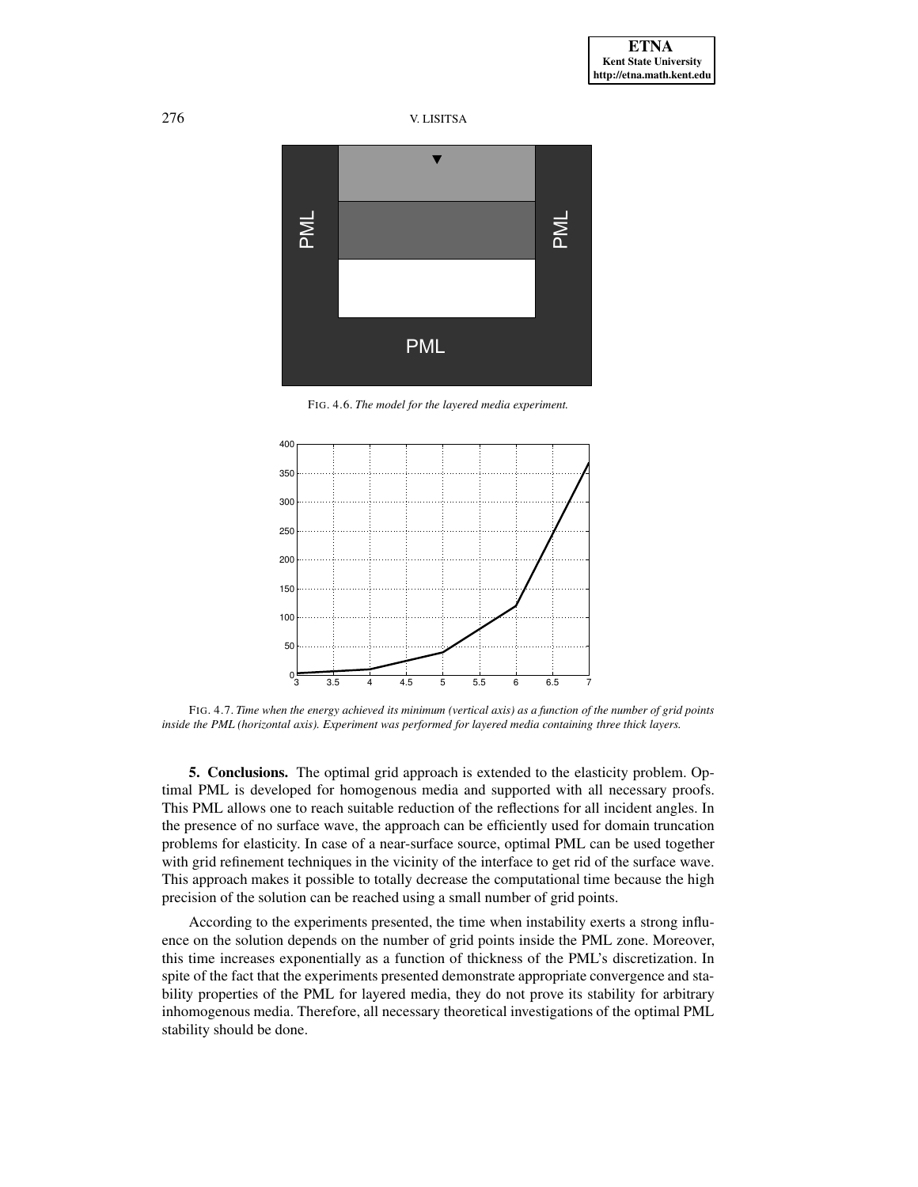FIG. 4.6. *The model for the layered media experiment.*

FIG. 4.7. *Time when the energy achieved its minimum (vertical axis) as a function of the number of grid points inside the PML (horizontal axis). Experiment was performed for layered media containing three thick layers.*

**5. Conclusions.** The optimal grid approach is extended to the elasticity problem. Optimal PML is developed for homogenous media and supported with all necessary proofs. This PML allows one to reach suitable reduction of the reflections for all incident angles. In the presence of no surface wave, the approach can be efficiently used for domain truncation problems for elasticity. In case of a near-surface source, optimal PML can be used together with grid refinement techniques in the vicinity of the interface to get rid of the surface wave. This approach makes it possible to totally decrease the computational time because the high precision of the solution can be reached using a small number of grid points.

According to the experiments presented, the time when instability exerts a strong influence on the solution depends on the number of grid points inside the PML zone. Moreover, this time increases exponentially as a function of thickness of the PML's discretization. In spite of the fact that the experiments presented demonstrate appropriate convergence and stability properties of the PML for layered media, they do not prove its stability for arbitrary inhomogenous media. Therefore, all necessary theoretical investigations of the optimal PML stability should be done.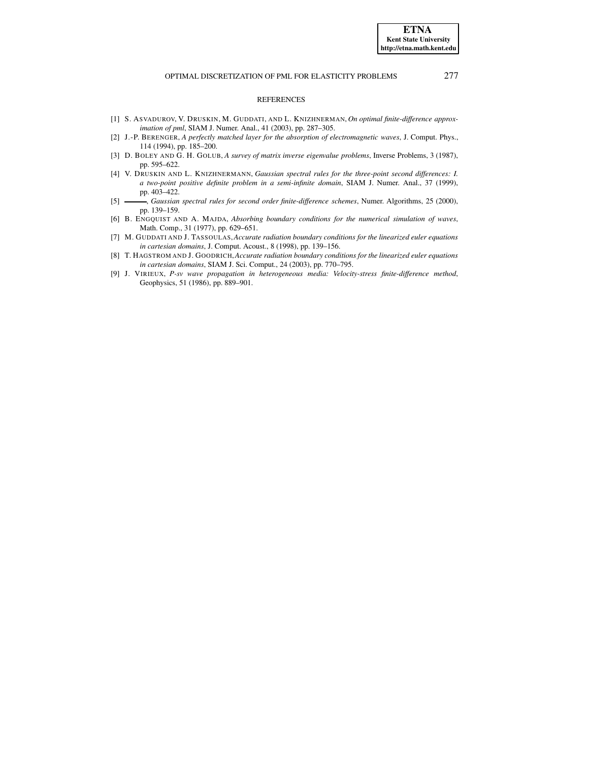## REFERENCES

[1] S. ASVADUROV, V. DRUSKIN, M. GUDDATI, AND L. KNIZHNERMAN, *On optimal finite-difference approximation of pml*, SIAM J. Numer. Anal., 41 (2003), pp. 287–305.

[2] J.-P. BERENGER, *A perfectly matched layer for the absorption of electromagnetic waves*, J. Comput. Phys., 114 (1994), pp. 185–200.

[3] D. BOLEY AND G. H. GOLUB, *A survey of matrix inverse eigenvalue problems*, Inverse Problems, 3 (1987), pp. 595–622.

[4] V. DRUSKIN AND L. KNIZHNERMANN, *Gaussian spectral rules for the three-point second differences: I. a two-point positive definite problem in a semi-infinite domain*, SIAM J. Numer. Anal., 37 (1999), pp. 403–422.

[5] ———, *Gaussian spectral rules for second order finite-difference schemes*, Numer. Algorithms, 25 (2000), pp. 139–159.

[6] B. ENGQUIST AND A. MAJDA, *Absorbing boundary conditions for the numerical simulation of waves*, Math. Comp., 31 (1977), pp. 629–651.

[7] M. GUDDATI AND J. TASSOULAS, *Accurate radiation boundary conditions for the linearized euler equations in cartesian domains*, J. Comput. Acoust., 8 (1998), pp. 139–156.

[8] T. HAGSTROM AND J. GOODRICH, *Accurate radiation boundary conditions for the linearized euler equations in cartesian domains*, SIAM J. Sci. Comput., 24 (2003), pp. 770–795.

[9] J. VIRIEUX, *P-sv wave propagation in heterogeneous media: Velocity-stress finite-difference method*, Geophysics, 51 (1986), pp. 889–901.